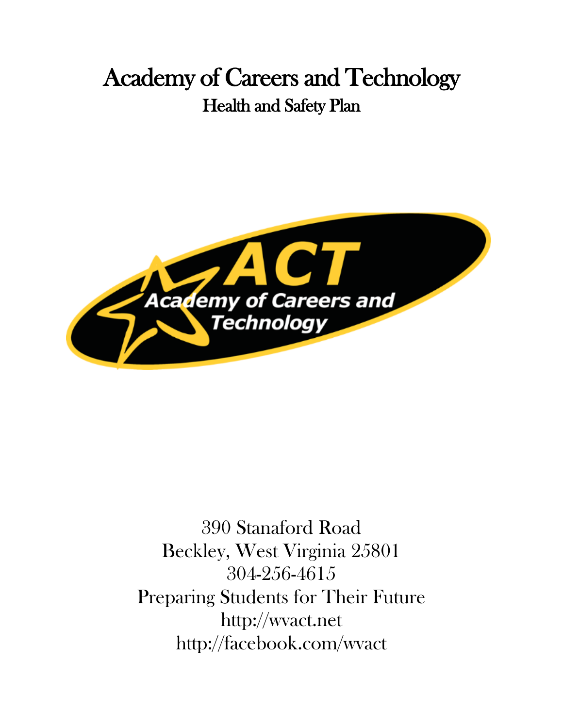# Academy of Careers and Technology

## Health and Safety Plan

390 Stanaford Road
Beckley, West Virginia 25801
304-256-4615
Preparing Students for Their Future
http://wvact.net
http://facebook.com/wvact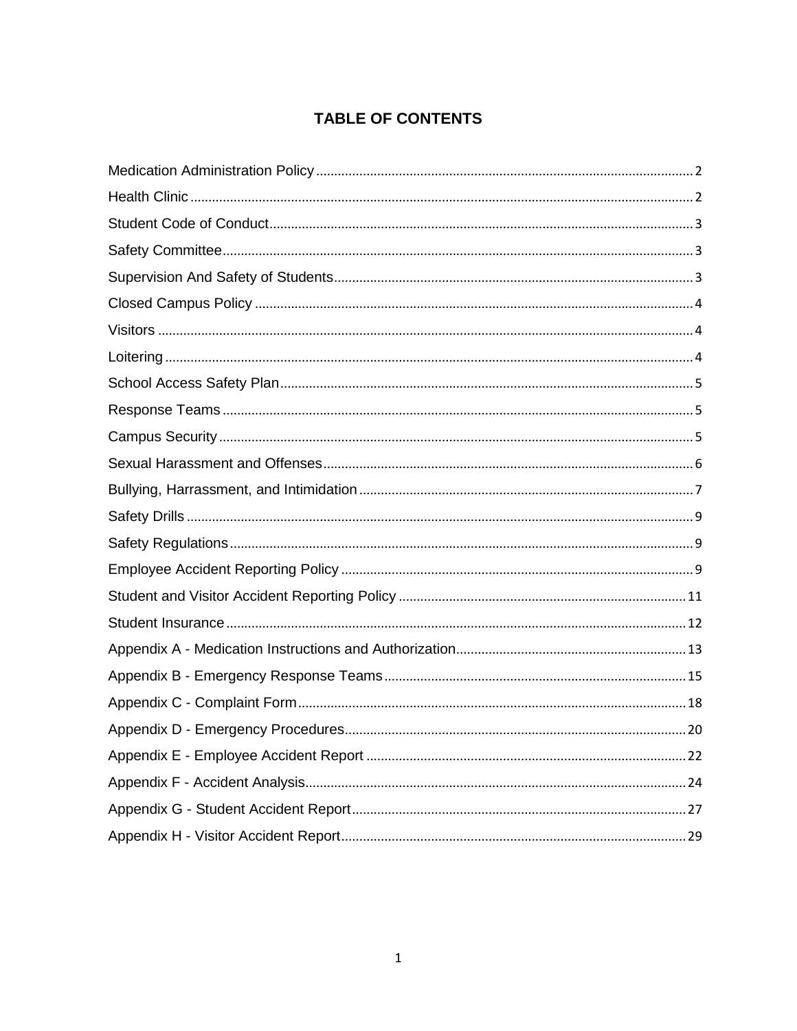# TABLE OF CONTENTS

Medication Administration Policy ........ 2
Health Clinic ........ 2
Student Code of Conduct ........ 3
Safety Committee ........ 3
Supervision And Safety of Students ........ 3
Closed Campus Policy ........ 4
Visitors ........ 4
Loitering ........ 4
School Access Safety Plan ........ 5
Response Teams ........ 5
Campus Security ........ 5
Sexual Harassment and Offenses ........ 6
Bullying, Harrassment, and Intimidation ........ 7
Safety Drills ........ 9
Safety Regulations ........ 9
Employee Accident Reporting Policy ........ 9
Student and Visitor Accident Reporting Policy ........ 11
Student Insurance ........ 12
Appendix A - Medication Instructions and Authorization ........ 13
Appendix B - Emergency Response Teams ........ 15
Appendix C - Complaint Form ........ 18
Appendix D - Emergency Procedures ........ 20
Appendix E - Employee Accident Report ........ 22
Appendix F - Accident Analysis ........ 24
Appendix G - Student Accident Report ........ 27
Appendix H - Visitor Accident Report ........ 29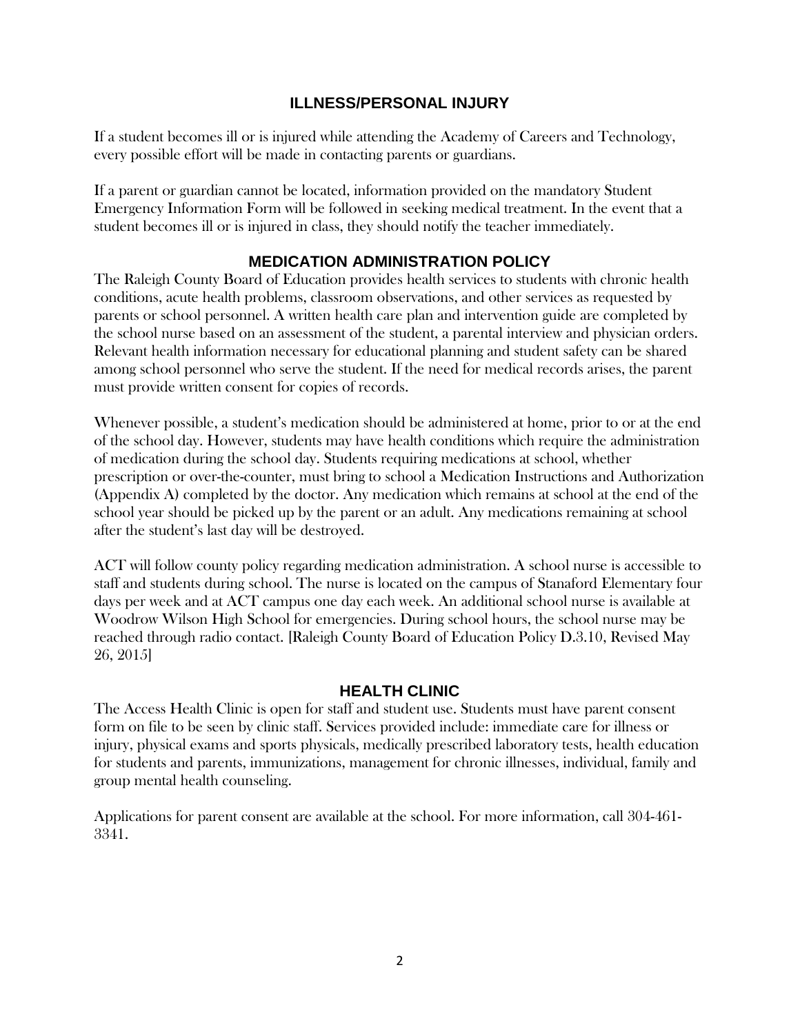## ILLNESS/PERSONAL INJURY

If a student becomes ill or is injured while attending the Academy of Careers and Technology, every possible effort will be made in contacting parents or guardians.

If a parent or guardian cannot be located, information provided on the mandatory Student Emergency Information Form will be followed in seeking medical treatment. In the event that a student becomes ill or is injured in class, they should notify the teacher immediately.

## MEDICATION ADMINISTRATION POLICY

The Raleigh County Board of Education provides health services to students with chronic health conditions, acute health problems, classroom observations, and other services as requested by parents or school personnel. A written health care plan and intervention guide are completed by the school nurse based on an assessment of the student, a parental interview and physician orders. Relevant health information necessary for educational planning and student safety can be shared among school personnel who serve the student. If the need for medical records arises, the parent must provide written consent for copies of records.

Whenever possible, a student's medication should be administered at home, prior to or at the end of the school day. However, students may have health conditions which require the administration of medication during the school day. Students requiring medications at school, whether prescription or over-the-counter, must bring to school a Medication Instructions and Authorization (Appendix A) completed by the doctor. Any medication which remains at school at the end of the school year should be picked up by the parent or an adult. Any medications remaining at school after the student's last day will be destroyed.

ACT will follow county policy regarding medication administration. A school nurse is accessible to staff and students during school. The nurse is located on the campus of Stanaford Elementary four days per week and at ACT campus one day each week. An additional school nurse is available at Woodrow Wilson High School for emergencies. During school hours, the school nurse may be reached through radio contact. [Raleigh County Board of Education Policy D.3.10, Revised May 26, 2015]

## HEALTH CLINIC

The Access Health Clinic is open for staff and student use. Students must have parent consent form on file to be seen by clinic staff. Services provided include: immediate care for illness or injury, physical exams and sports physicals, medically prescribed laboratory tests, health education for students and parents, immunizations, management for chronic illnesses, individual, family and group mental health counseling.

Applications for parent consent are available at the school. For more information, call 304-461-3341.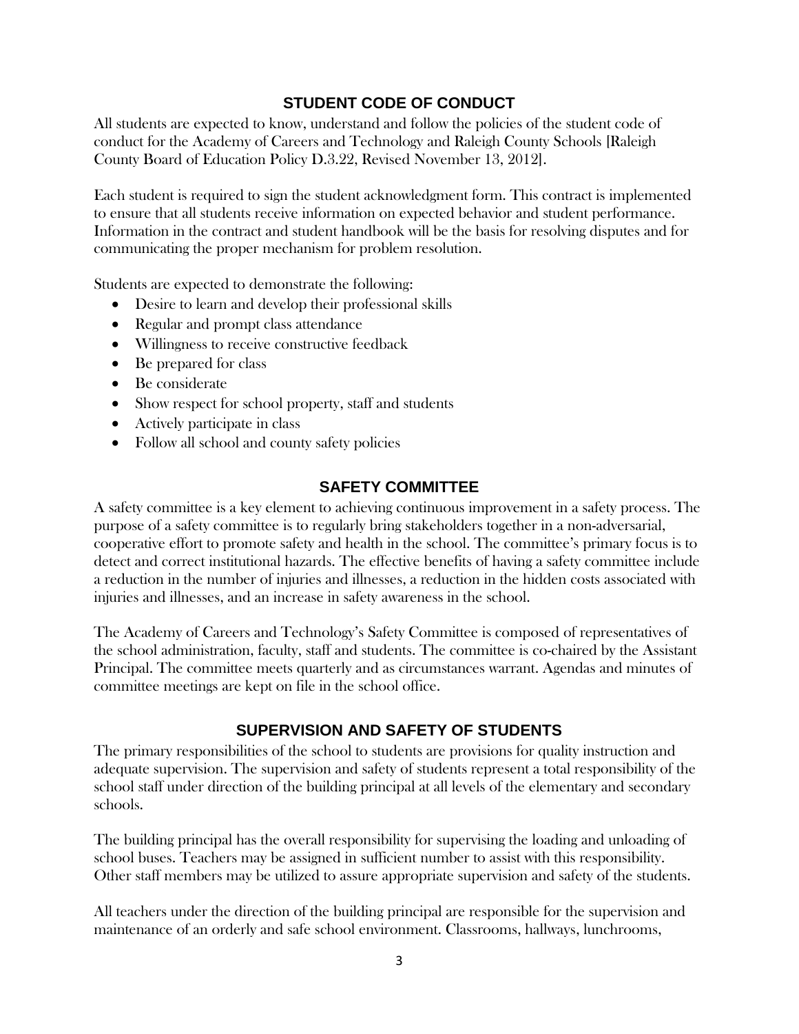## STUDENT CODE OF CONDUCT

All students are expected to know, understand and follow the policies of the student code of conduct for the Academy of Careers and Technology and Raleigh County Schools [Raleigh County Board of Education Policy D.3.22, Revised November 13, 2012].

Each student is required to sign the student acknowledgment form. This contract is implemented to ensure that all students receive information on expected behavior and student performance. Information in the contract and student handbook will be the basis for resolving disputes and for communicating the proper mechanism for problem resolution.

Students are expected to demonstrate the following:

- Desire to learn and develop their professional skills
- Regular and prompt class attendance
- Willingness to receive constructive feedback
- Be prepared for class
- Be considerate
- Show respect for school property, staff and students
- Actively participate in class
- Follow all school and county safety policies

## SAFETY COMMITTEE

A safety committee is a key element to achieving continuous improvement in a safety process. The purpose of a safety committee is to regularly bring stakeholders together in a non-adversarial, cooperative effort to promote safety and health in the school. The committee's primary focus is to detect and correct institutional hazards. The effective benefits of having a safety committee include a reduction in the number of injuries and illnesses, a reduction in the hidden costs associated with injuries and illnesses, and an increase in safety awareness in the school.

The Academy of Careers and Technology's Safety Committee is composed of representatives of the school administration, faculty, staff and students. The committee is co-chaired by the Assistant Principal. The committee meets quarterly and as circumstances warrant. Agendas and minutes of committee meetings are kept on file in the school office.

## SUPERVISION AND SAFETY OF STUDENTS

The primary responsibilities of the school to students are provisions for quality instruction and adequate supervision. The supervision and safety of students represent a total responsibility of the school staff under direction of the building principal at all levels of the elementary and secondary schools.

The building principal has the overall responsibility for supervising the loading and unloading of school buses. Teachers may be assigned in sufficient number to assist with this responsibility. Other staff members may be utilized to assure appropriate supervision and safety of the students.

All teachers under the direction of the building principal are responsible for the supervision and maintenance of an orderly and safe school environment. Classrooms, hallways, lunchrooms,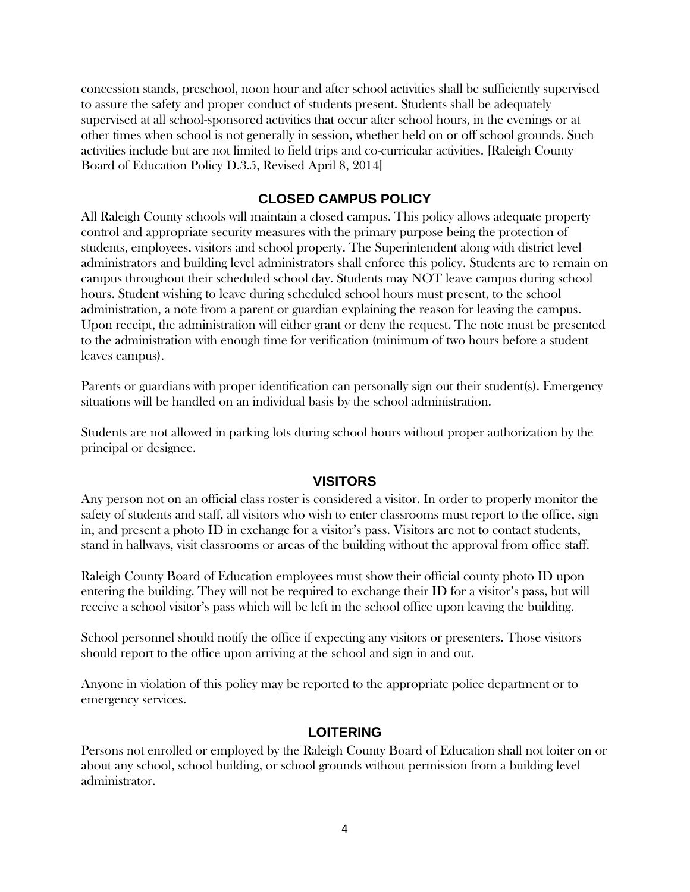concession stands, preschool, noon hour and after school activities shall be sufficiently supervised to assure the safety and proper conduct of students present. Students shall be adequately supervised at all school-sponsored activities that occur after school hours, in the evenings or at other times when school is not generally in session, whether held on or off school grounds. Such activities include but are not limited to field trips and co-curricular activities. [Raleigh County Board of Education Policy D.3.5, Revised April 8, 2014]

## CLOSED CAMPUS POLICY

All Raleigh County schools will maintain a closed campus. This policy allows adequate property control and appropriate security measures with the primary purpose being the protection of students, employees, visitors and school property. The Superintendent along with district level administrators and building level administrators shall enforce this policy. Students are to remain on campus throughout their scheduled school day. Students may NOT leave campus during school hours. Student wishing to leave during scheduled school hours must present, to the school administration, a note from a parent or guardian explaining the reason for leaving the campus. Upon receipt, the administration will either grant or deny the request. The note must be presented to the administration with enough time for verification (minimum of two hours before a student leaves campus).

Parents or guardians with proper identification can personally sign out their student(s). Emergency situations will be handled on an individual basis by the school administration.

Students are not allowed in parking lots during school hours without proper authorization by the principal or designee.

## VISITORS

Any person not on an official class roster is considered a visitor. In order to properly monitor the safety of students and staff, all visitors who wish to enter classrooms must report to the office, sign in, and present a photo ID in exchange for a visitor's pass. Visitors are not to contact students, stand in hallways, visit classrooms or areas of the building without the approval from office staff.

Raleigh County Board of Education employees must show their official county photo ID upon entering the building. They will not be required to exchange their ID for a visitor's pass, but will receive a school visitor's pass which will be left in the school office upon leaving the building.

School personnel should notify the office if expecting any visitors or presenters. Those visitors should report to the office upon arriving at the school and sign in and out.

Anyone in violation of this policy may be reported to the appropriate police department or to emergency services.

## LOITERING

Persons not enrolled or employed by the Raleigh County Board of Education shall not loiter on or about any school, school building, or school grounds without permission from a building level administrator.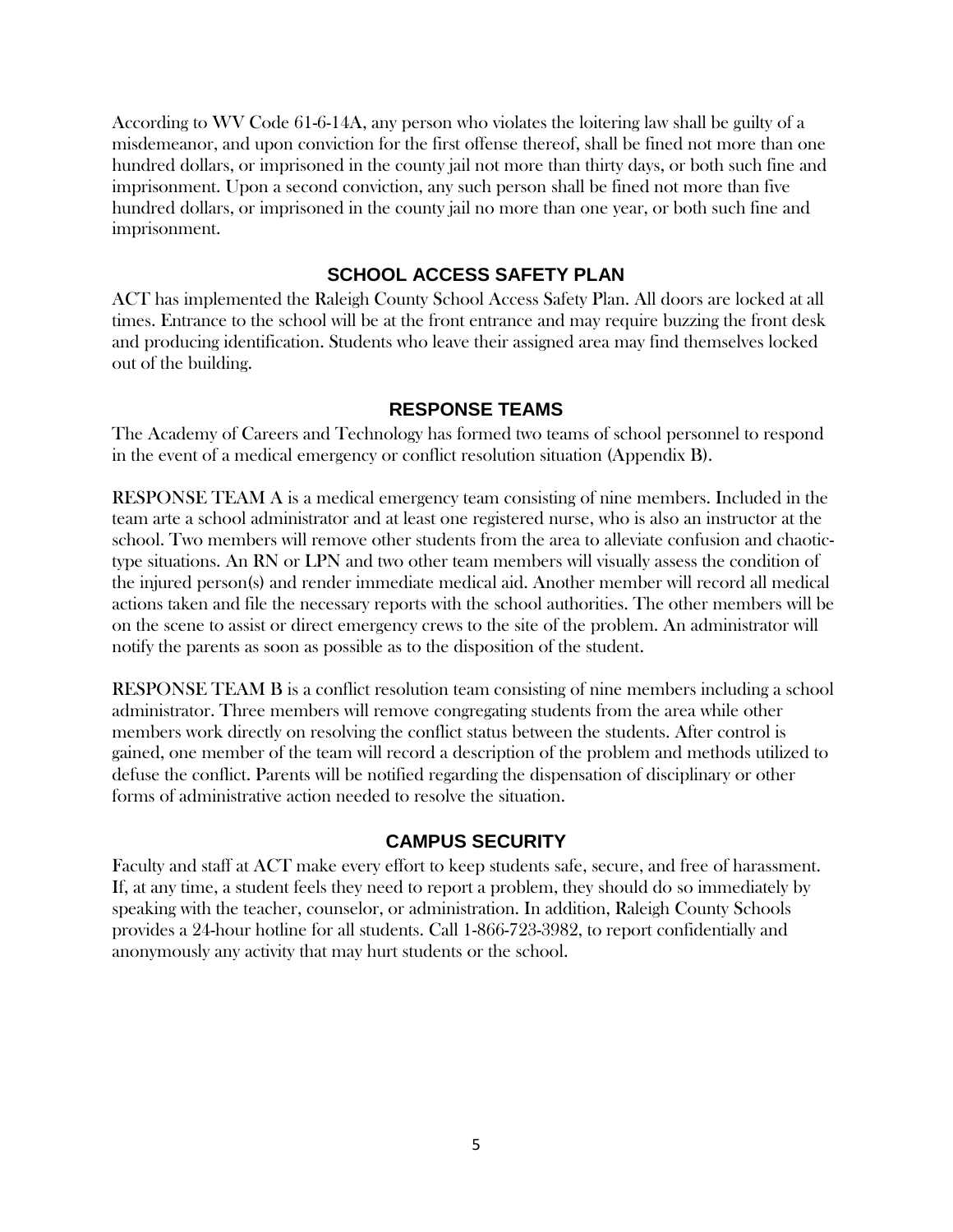According to WV Code 61-6-14A, any person who violates the loitering law shall be guilty of a misdemeanor, and upon conviction for the first offense thereof, shall be fined not more than one hundred dollars, or imprisoned in the county jail not more than thirty days, or both such fine and imprisonment. Upon a second conviction, any such person shall be fined not more than five hundred dollars, or imprisoned in the county jail no more than one year, or both such fine and imprisonment.

## SCHOOL ACCESS SAFETY PLAN

ACT has implemented the Raleigh County School Access Safety Plan. All doors are locked at all times. Entrance to the school will be at the front entrance and may require buzzing the front desk and producing identification. Students who leave their assigned area may find themselves locked out of the building.

## RESPONSE TEAMS

The Academy of Careers and Technology has formed two teams of school personnel to respond in the event of a medical emergency or conflict resolution situation (Appendix B).

RESPONSE TEAM A is a medical emergency team consisting of nine members. Included in the team arte a school administrator and at least one registered nurse, who is also an instructor at the school. Two members will remove other students from the area to alleviate confusion and chaotic-type situations. An RN or LPN and two other team members will visually assess the condition of the injured person(s) and render immediate medical aid. Another member will record all medical actions taken and file the necessary reports with the school authorities. The other members will be on the scene to assist or direct emergency crews to the site of the problem. An administrator will notify the parents as soon as possible as to the disposition of the student.

RESPONSE TEAM B is a conflict resolution team consisting of nine members including a school administrator. Three members will remove congregating students from the area while other members work directly on resolving the conflict status between the students. After control is gained, one member of the team will record a description of the problem and methods utilized to defuse the conflict. Parents will be notified regarding the dispensation of disciplinary or other forms of administrative action needed to resolve the situation.

## CAMPUS SECURITY

Faculty and staff at ACT make every effort to keep students safe, secure, and free of harassment. If, at any time, a student feels they need to report a problem, they should do so immediately by speaking with the teacher, counselor, or administration. In addition, Raleigh County Schools provides a 24-hour hotline for all students. Call 1-866-723-3982, to report confidentially and anonymously any activity that may hurt students or the school.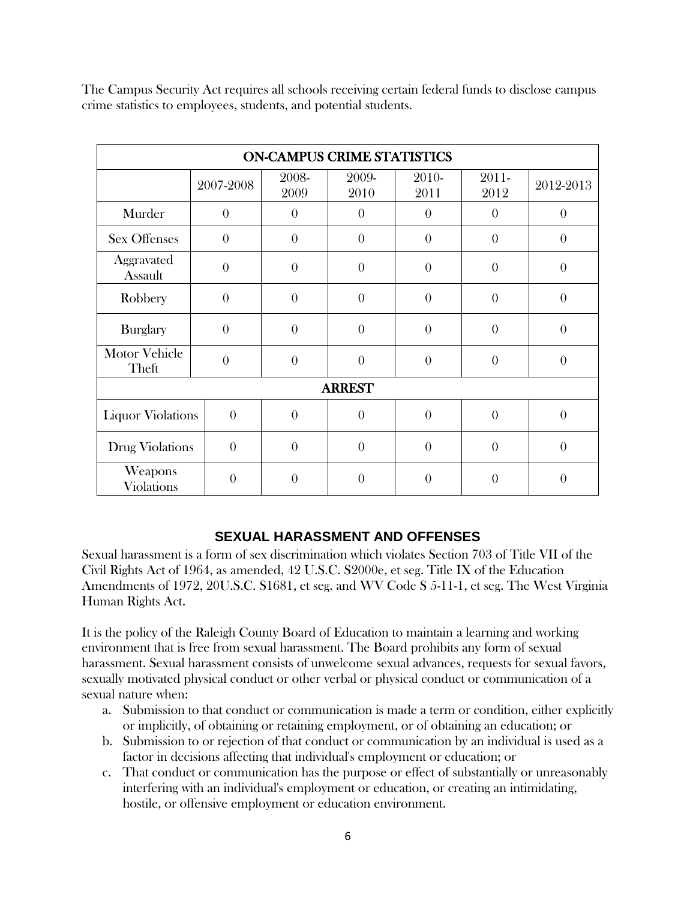The Campus Security Act requires all schools receiving certain federal funds to disclose campus crime statistics to employees, students, and potential students.

| ON-CAMPUS CRIME STATISTICS | | | | | | |
|---|---|---|---|---|---|---|
| | 2007-2008 | 2008-2009 | 2009-2010 | 2010-2011 | 2011-2012 | 2012-2013 |
| Murder | 0 | 0 | 0 | 0 | 0 | 0 |
| Sex Offenses | 0 | 0 | 0 | 0 | 0 | 0 |
| Aggravated Assault | 0 | 0 | 0 | 0 | 0 | 0 |
| Robbery | 0 | 0 | 0 | 0 | 0 | 0 |
| Burglary | 0 | 0 | 0 | 0 | 0 | 0 |
| Motor Vehicle Theft | 0 | 0 | 0 | 0 | 0 | 0 |
| **ARREST** | | | | | | |
| Liquor Violations | 0 | 0 | 0 | 0 | 0 | 0 |
| Drug Violations | 0 | 0 | 0 | 0 | 0 | 0 |
| Weapons Violations | 0 | 0 | 0 | 0 | 0 | 0 |

## SEXUAL HARASSMENT AND OFFENSES

Sexual harassment is a form of sex discrimination which violates Section 703 of Title VII of the Civil Rights Act of 1964, as amended, 42 U.S.C. S2000e, et seg. Title IX of the Education Amendments of 1972, 20U.S.C. S1681, et seg. and WV Code S 5-11-1, et seg. The West Virginia Human Rights Act.

It is the policy of the Raleigh County Board of Education to maintain a learning and working environment that is free from sexual harassment. The Board prohibits any form of sexual harassment. Sexual harassment consists of unwelcome sexual advances, requests for sexual favors, sexually motivated physical conduct or other verbal or physical conduct or communication of a sexual nature when:

a. Submission to that conduct or communication is made a term or condition, either explicitly or implicitly, of obtaining or retaining employment, or of obtaining an education; or
b. Submission to or rejection of that conduct or communication by an individual is used as a factor in decisions affecting that individual's employment or education; or
c. That conduct or communication has the purpose or effect of substantially or unreasonably interfering with an individual's employment or education, or creating an intimidating, hostile, or offensive employment or education environment.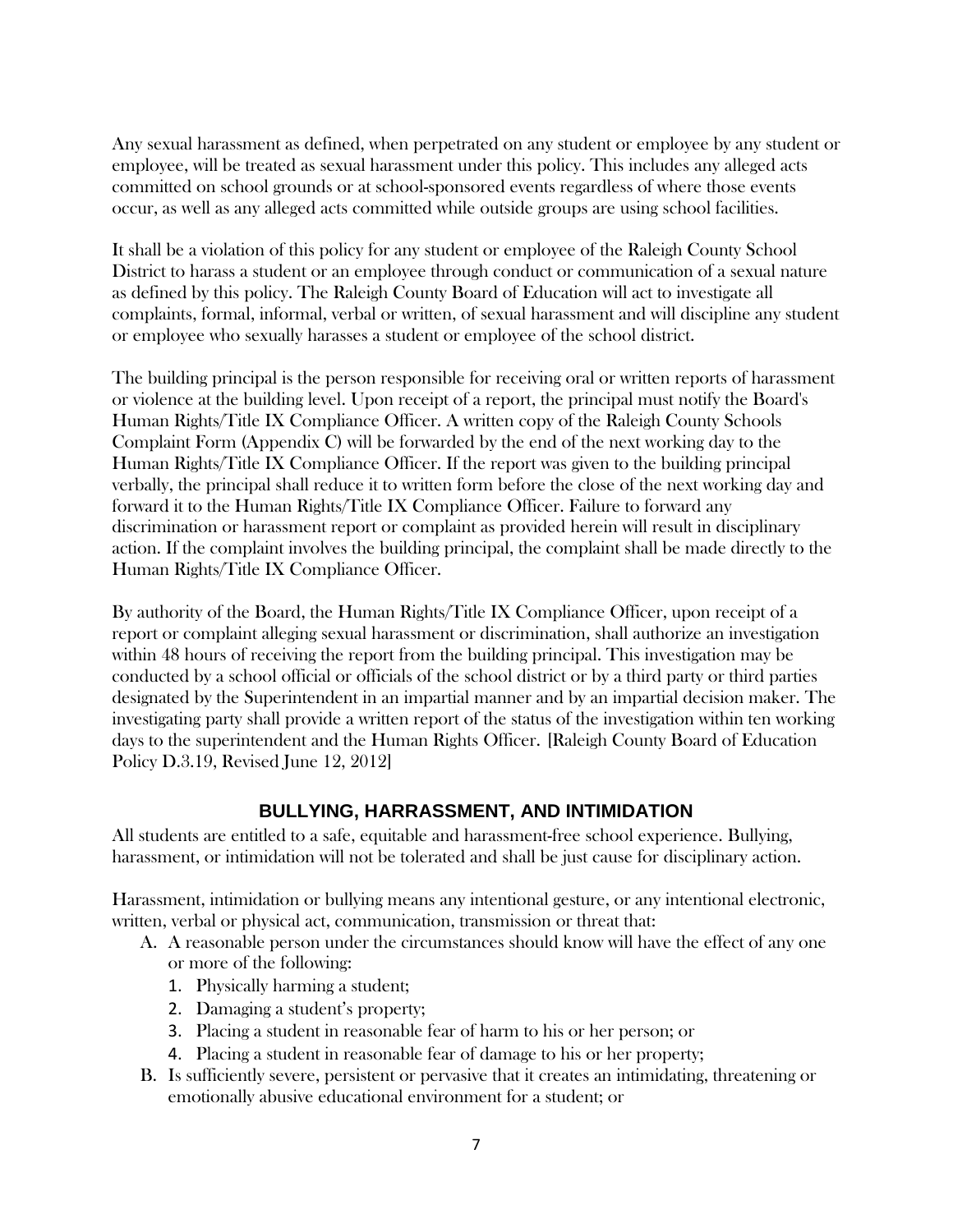Any sexual harassment as defined, when perpetrated on any student or employee by any student or employee, will be treated as sexual harassment under this policy. This includes any alleged acts committed on school grounds or at school-sponsored events regardless of where those events occur, as well as any alleged acts committed while outside groups are using school facilities.

It shall be a violation of this policy for any student or employee of the Raleigh County School District to harass a student or an employee through conduct or communication of a sexual nature as defined by this policy. The Raleigh County Board of Education will act to investigate all complaints, formal, informal, verbal or written, of sexual harassment and will discipline any student or employee who sexually harasses a student or employee of the school district.

The building principal is the person responsible for receiving oral or written reports of harassment or violence at the building level. Upon receipt of a report, the principal must notify the Board's Human Rights/Title IX Compliance Officer. A written copy of the Raleigh County Schools Complaint Form (Appendix C) will be forwarded by the end of the next working day to the Human Rights/Title IX Compliance Officer. If the report was given to the building principal verbally, the principal shall reduce it to written form before the close of the next working day and forward it to the Human Rights/Title IX Compliance Officer. Failure to forward any discrimination or harassment report or complaint as provided herein will result in disciplinary action. If the complaint involves the building principal, the complaint shall be made directly to the Human Rights/Title IX Compliance Officer.

By authority of the Board, the Human Rights/Title IX Compliance Officer, upon receipt of a report or complaint alleging sexual harassment or discrimination, shall authorize an investigation within 48 hours of receiving the report from the building principal. This investigation may be conducted by a school official or officials of the school district or by a third party or third parties designated by the Superintendent in an impartial manner and by an impartial decision maker. The investigating party shall provide a written report of the status of the investigation within ten working days to the superintendent and the Human Rights Officer. [Raleigh County Board of Education Policy D.3.19, Revised June 12, 2012]

## BULLYING, HARRASSMENT, AND INTIMIDATION

All students are entitled to a safe, equitable and harassment-free school experience. Bullying, harassment, or intimidation will not be tolerated and shall be just cause for disciplinary action.

Harassment, intimidation or bullying means any intentional gesture, or any intentional electronic, written, verbal or physical act, communication, transmission or threat that:

A. A reasonable person under the circumstances should know will have the effect of any one or more of the following:
   1. Physically harming a student;
   2. Damaging a student's property;
   3. Placing a student in reasonable fear of harm to his or her person; or
   4. Placing a student in reasonable fear of damage to his or her property;
B. Is sufficiently severe, persistent or pervasive that it creates an intimidating, threatening or emotionally abusive educational environment for a student; or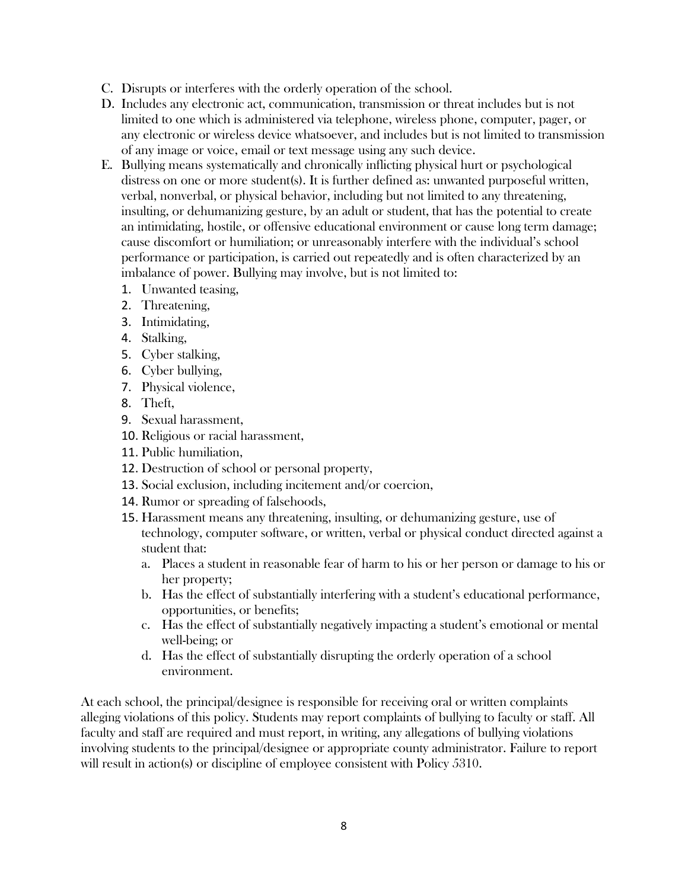C. Disrupts or interferes with the orderly operation of the school.

D. Includes any electronic act, communication, transmission or threat includes but is not limited to one which is administered via telephone, wireless phone, computer, pager, or any electronic or wireless device whatsoever, and includes but is not limited to transmission of any image or voice, email or text message using any such device.

E. Bullying means systematically and chronically inflicting physical hurt or psychological distress on one or more student(s). It is further defined as: unwanted purposeful written, verbal, nonverbal, or physical behavior, including but not limited to any threatening, insulting, or dehumanizing gesture, by an adult or student, that has the potential to create an intimidating, hostile, or offensive educational environment or cause long term damage; cause discomfort or humiliation; or unreasonably interfere with the individual's school performance or participation, is carried out repeatedly and is often characterized by an imbalance of power. Bullying may involve, but is not limited to:

   1. Unwanted teasing,
   2. Threatening,
   3. Intimidating,
   4. Stalking,
   5. Cyber stalking,
   6. Cyber bullying,
   7. Physical violence,
   8. Theft,
   9. Sexual harassment,
   10. Religious or racial harassment,
   11. Public humiliation,
   12. Destruction of school or personal property,
   13. Social exclusion, including incitement and/or coercion,
   14. Rumor or spreading of falsehoods,
   15. Harassment means any threatening, insulting, or dehumanizing gesture, use of technology, computer software, or written, verbal or physical conduct directed against a student that:
       a. Places a student in reasonable fear of harm to his or her person or damage to his or her property;
       b. Has the effect of substantially interfering with a student's educational performance, opportunities, or benefits;
       c. Has the effect of substantially negatively impacting a student's emotional or mental well-being; or
       d. Has the effect of substantially disrupting the orderly operation of a school environment.

At each school, the principal/designee is responsible for receiving oral or written complaints alleging violations of this policy. Students may report complaints of bullying to faculty or staff. All faculty and staff are required and must report, in writing, any allegations of bullying violations involving students to the principal/designee or appropriate county administrator. Failure to report will result in action(s) or discipline of employee consistent with Policy 5310.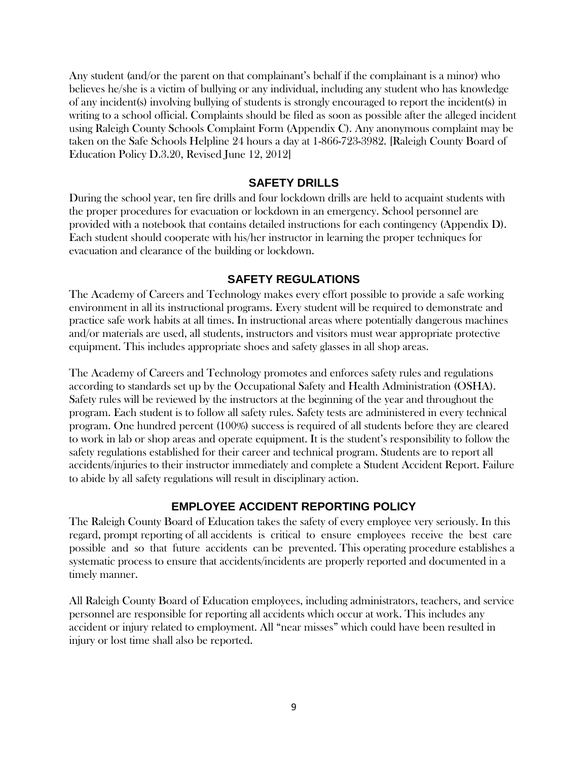Any student (and/or the parent on that complainant's behalf if the complainant is a minor) who believes he/she is a victim of bullying or any individual, including any student who has knowledge of any incident(s) involving bullying of students is strongly encouraged to report the incident(s) in writing to a school official. Complaints should be filed as soon as possible after the alleged incident using Raleigh County Schools Complaint Form (Appendix C). Any anonymous complaint may be taken on the Safe Schools Helpline 24 hours a day at 1-866-723-3982. [Raleigh County Board of Education Policy D.3.20, Revised June 12, 2012]

## SAFETY DRILLS

During the school year, ten fire drills and four lockdown drills are held to acquaint students with the proper procedures for evacuation or lockdown in an emergency. School personnel are provided with a notebook that contains detailed instructions for each contingency (Appendix D). Each student should cooperate with his/her instructor in learning the proper techniques for evacuation and clearance of the building or lockdown.

## SAFETY REGULATIONS

The Academy of Careers and Technology makes every effort possible to provide a safe working environment in all its instructional programs. Every student will be required to demonstrate and practice safe work habits at all times. In instructional areas where potentially dangerous machines and/or materials are used, all students, instructors and visitors must wear appropriate protective equipment. This includes appropriate shoes and safety glasses in all shop areas.

The Academy of Careers and Technology promotes and enforces safety rules and regulations according to standards set up by the Occupational Safety and Health Administration (OSHA). Safety rules will be reviewed by the instructors at the beginning of the year and throughout the program. Each student is to follow all safety rules. Safety tests are administered in every technical program. One hundred percent (100%) success is required of all students before they are cleared to work in lab or shop areas and operate equipment. It is the student's responsibility to follow the safety regulations established for their career and technical program. Students are to report all accidents/injuries to their instructor immediately and complete a Student Accident Report. Failure to abide by all safety regulations will result in disciplinary action.

## EMPLOYEE ACCIDENT REPORTING POLICY

The Raleigh County Board of Education takes the safety of every employee very seriously. In this regard, prompt reporting of all accidents is critical to ensure employees receive the best care possible and so that future accidents can be prevented. This operating procedure establishes a systematic process to ensure that accidents/incidents are properly reported and documented in a timely manner.

All Raleigh County Board of Education employees, including administrators, teachers, and service personnel are responsible for reporting all accidents which occur at work. This includes any accident or injury related to employment. All "near misses" which could have been resulted in injury or lost time shall also be reported.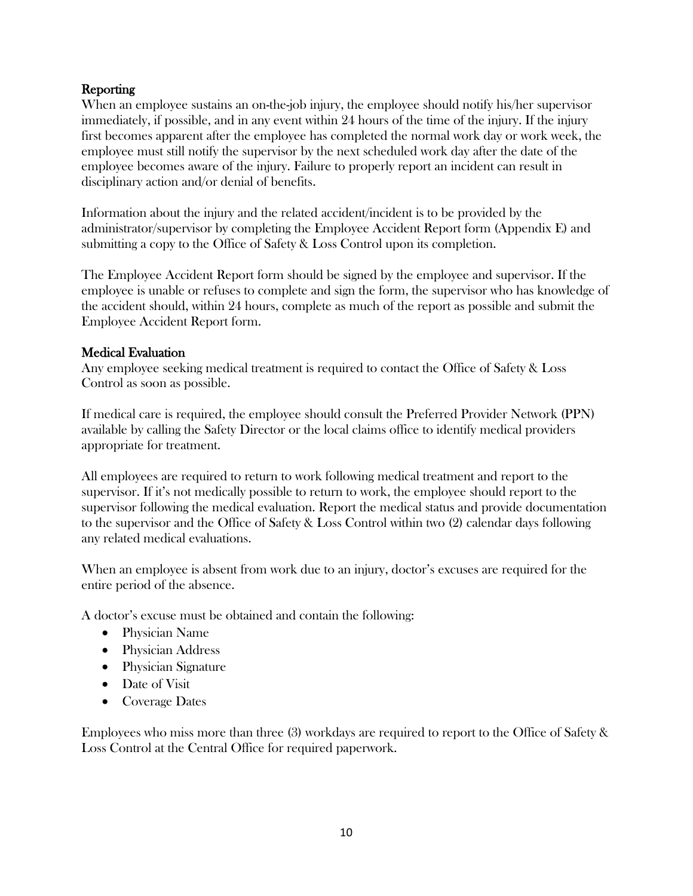## Reporting

When an employee sustains an on-the-job injury, the employee should notify his/her supervisor immediately, if possible, and in any event within 24 hours of the time of the injury. If the injury first becomes apparent after the employee has completed the normal work day or work week, the employee must still notify the supervisor by the next scheduled work day after the date of the employee becomes aware of the injury. Failure to properly report an incident can result in disciplinary action and/or denial of benefits.

Information about the injury and the related accident/incident is to be provided by the administrator/supervisor by completing the Employee Accident Report form (Appendix E) and submitting a copy to the Office of Safety & Loss Control upon its completion.

The Employee Accident Report form should be signed by the employee and supervisor. If the employee is unable or refuses to complete and sign the form, the supervisor who has knowledge of the accident should, within 24 hours, complete as much of the report as possible and submit the Employee Accident Report form.

## Medical Evaluation

Any employee seeking medical treatment is required to contact the Office of Safety & Loss Control as soon as possible.

If medical care is required, the employee should consult the Preferred Provider Network (PPN) available by calling the Safety Director or the local claims office to identify medical providers appropriate for treatment.

All employees are required to return to work following medical treatment and report to the supervisor. If it's not medically possible to return to work, the employee should report to the supervisor following the medical evaluation. Report the medical status and provide documentation to the supervisor and the Office of Safety & Loss Control within two (2) calendar days following any related medical evaluations.

When an employee is absent from work due to an injury, doctor's excuses are required for the entire period of the absence.

A doctor's excuse must be obtained and contain the following:

- Physician Name
- Physician Address
- Physician Signature
- Date of Visit
- Coverage Dates

Employees who miss more than three (3) workdays are required to report to the Office of Safety & Loss Control at the Central Office for required paperwork.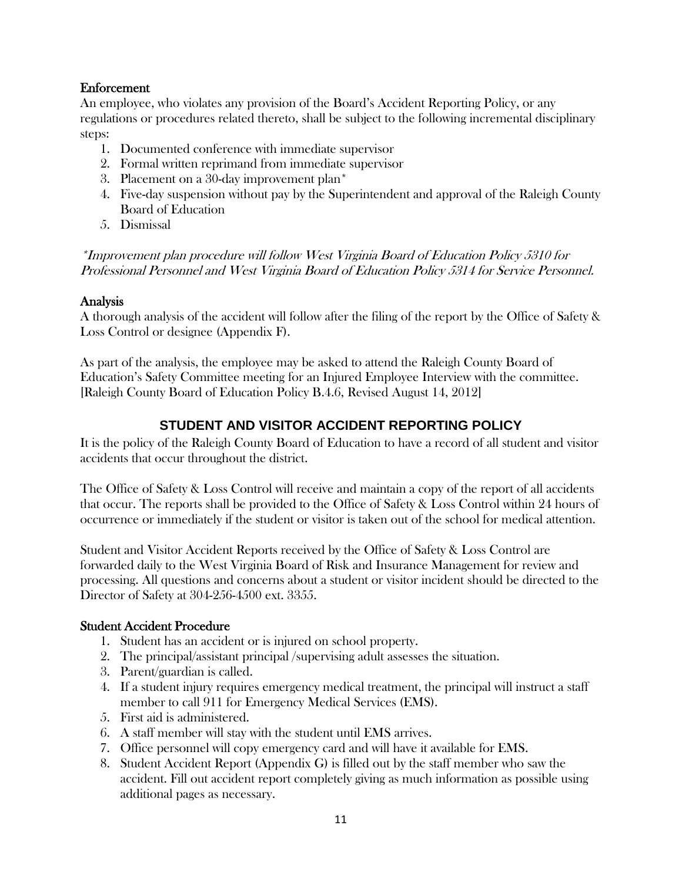### Enforcement

An employee, who violates any provision of the Board's Accident Reporting Policy, or any regulations or procedures related thereto, shall be subject to the following incremental disciplinary steps:

1. Documented conference with immediate supervisor
2. Formal written reprimand from immediate supervisor
3. Placement on a 30-day improvement plan*
4. Five-day suspension without pay by the Superintendent and approval of the Raleigh County Board of Education
5. Dismissal

*\*Improvement plan procedure will follow West Virginia Board of Education Policy 5310 for Professional Personnel and West Virginia Board of Education Policy 5314 for Service Personnel.*

### Analysis

A thorough analysis of the accident will follow after the filing of the report by the Office of Safety & Loss Control or designee (Appendix F).

As part of the analysis, the employee may be asked to attend the Raleigh County Board of Education's Safety Committee meeting for an Injured Employee Interview with the committee. [Raleigh County Board of Education Policy B.4.6, Revised August 14, 2012]

## STUDENT AND VISITOR ACCIDENT REPORTING POLICY

It is the policy of the Raleigh County Board of Education to have a record of all student and visitor accidents that occur throughout the district.

The Office of Safety & Loss Control will receive and maintain a copy of the report of all accidents that occur. The reports shall be provided to the Office of Safety & Loss Control within 24 hours of occurrence or immediately if the student or visitor is taken out of the school for medical attention.

Student and Visitor Accident Reports received by the Office of Safety & Loss Control are forwarded daily to the West Virginia Board of Risk and Insurance Management for review and processing. All questions and concerns about a student or visitor incident should be directed to the Director of Safety at 304-256-4500 ext. 3355.

### Student Accident Procedure

1. Student has an accident or is injured on school property.
2. The principal/assistant principal /supervising adult assesses the situation.
3. Parent/guardian is called.
4. If a student injury requires emergency medical treatment, the principal will instruct a staff member to call 911 for Emergency Medical Services (EMS).
5. First aid is administered.
6. A staff member will stay with the student until EMS arrives.
7. Office personnel will copy emergency card and will have it available for EMS.
8. Student Accident Report (Appendix G) is filled out by the staff member who saw the accident. Fill out accident report completely giving as much information as possible using additional pages as necessary.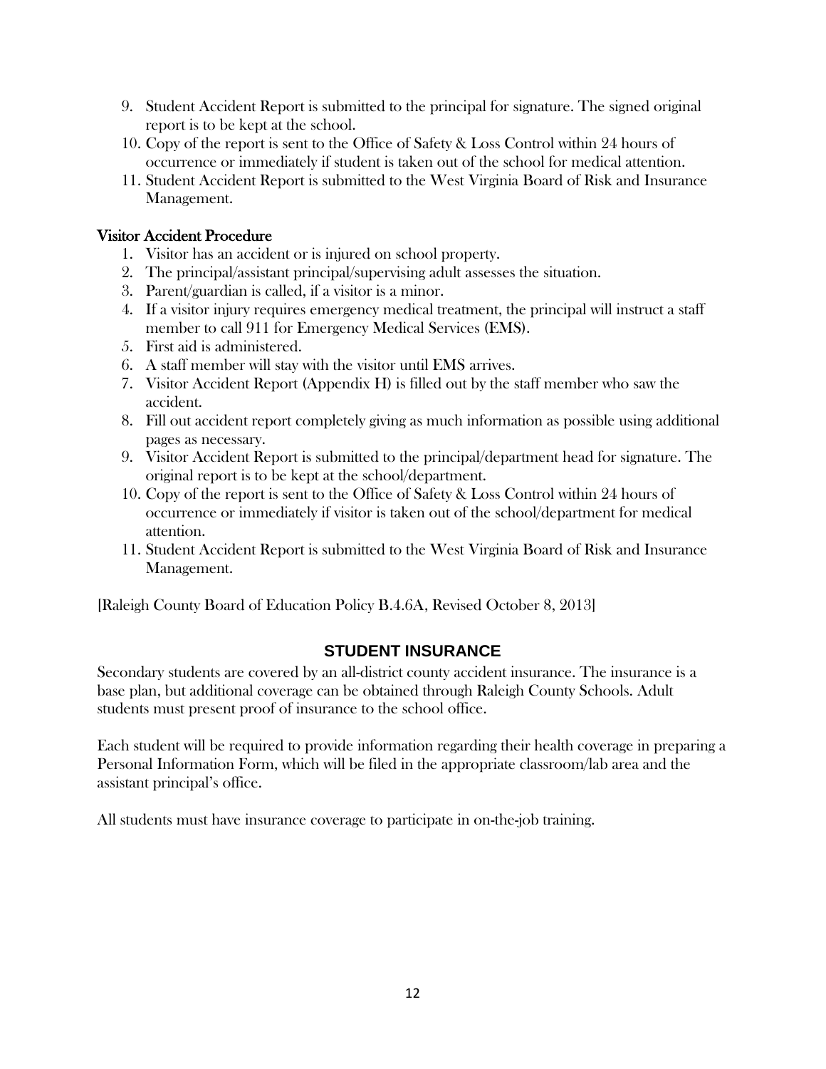9. Student Accident Report is submitted to the principal for signature. The signed original report is to be kept at the school.
10. Copy of the report is sent to the Office of Safety & Loss Control within 24 hours of occurrence or immediately if student is taken out of the school for medical attention.
11. Student Accident Report is submitted to the West Virginia Board of Risk and Insurance Management.

### Visitor Accident Procedure

1. Visitor has an accident or is injured on school property.
2. The principal/assistant principal/supervising adult assesses the situation.
3. Parent/guardian is called, if a visitor is a minor.
4. If a visitor injury requires emergency medical treatment, the principal will instruct a staff member to call 911 for Emergency Medical Services (EMS).
5. First aid is administered.
6. A staff member will stay with the visitor until EMS arrives.
7. Visitor Accident Report (Appendix H) is filled out by the staff member who saw the accident.
8. Fill out accident report completely giving as much information as possible using additional pages as necessary.
9. Visitor Accident Report is submitted to the principal/department head for signature. The original report is to be kept at the school/department.
10. Copy of the report is sent to the Office of Safety & Loss Control within 24 hours of occurrence or immediately if visitor is taken out of the school/department for medical attention.
11. Student Accident Report is submitted to the West Virginia Board of Risk and Insurance Management.

[Raleigh County Board of Education Policy B.4.6A, Revised October 8, 2013]

## STUDENT INSURANCE

Secondary students are covered by an all-district county accident insurance. The insurance is a base plan, but additional coverage can be obtained through Raleigh County Schools. Adult students must present proof of insurance to the school office.

Each student will be required to provide information regarding their health coverage in preparing a Personal Information Form, which will be filed in the appropriate classroom/lab area and the assistant principal's office.

All students must have insurance coverage to participate in on-the-job training.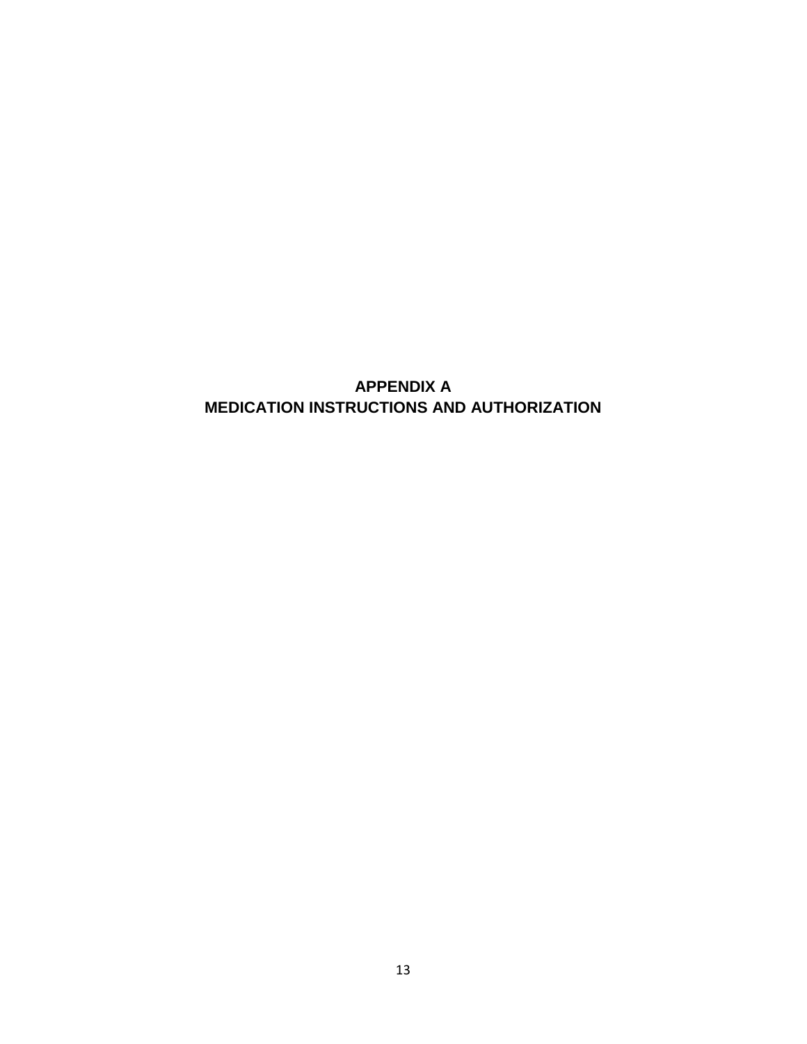# APPENDIX A
# MEDICATION INSTRUCTIONS AND AUTHORIZATION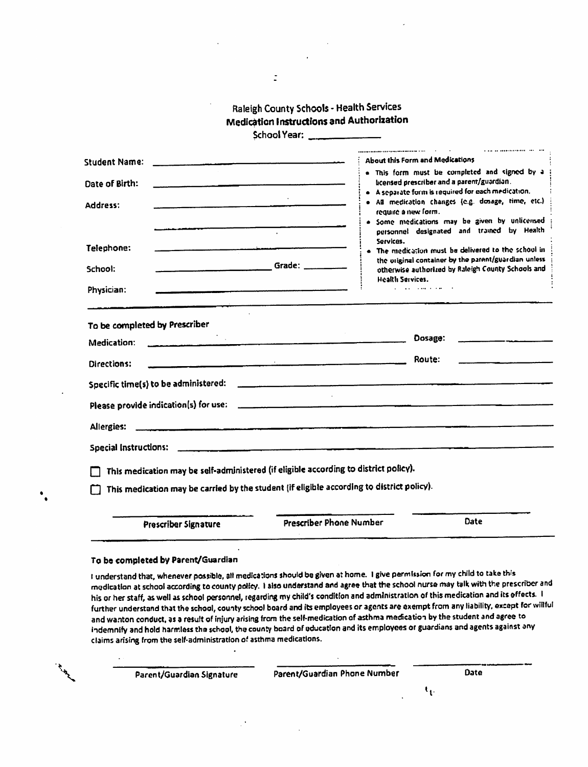Raleigh County Schools - Health Services

**Medication Instructions and Authorization**

School Year: ______________

Student Name: ______________________________

Date of Birth: ______________________________

Address: ______________________________

______________________________

Telephone: ______________________________

School: ____________________ Grade: __________

Physician: ______________________________

**About this Form and Medications**

- This form must be completed and signed by a licensed prescriber and a parent/guardian.
- A separate form is required for each medication.
- All medication changes (e.g. dosage, time, etc.) require a new form.
- Some medications may be given by unlicensed personnel designated and trained by Health Services.
- The medication must be delivered to the school in the original container by the parent/guardian unless otherwise authorized by Raleigh County Schools and Health Services.

**To be completed by Prescriber**

Medication: ______________________________ Dosage: ______________

Directions: ______________________________ Route: ______________

Specific time(s) to be administered: ______________________________

Please provide indication(s) for use: ______________________________

Allergies: ______________________________

Special Instructions: ______________________________

☐ This medication may be self-administered (if eligible according to district policy).

☐ This medication may be carried by the student (if eligible according to district policy).

| Prescriber Signature | Prescriber Phone Number | Date |
|---|---|---|

**To be completed by Parent/Guardian**

I understand that, whenever possible, all medications should be given at home. I give permission for my child to take this medication at school according to county policy. I also understand and agree that the school nurse may talk with the prescriber and his or her staff, as well as school personnel, regarding my child's condition and administration of this medication and its effects. I further understand that the school, county school board and its employees or agents are exempt from any liability, except for willful and wanton conduct, as a result of injury arising from the self-medication of asthma medication by the student and agree to indemnify and hold harmless the school, the county board of education and its employees or guardians and agents against any claims arising from the self-administration of asthma medications.

| Parent/Guardian Signature | Parent/Guardian Phone Number | Date |
|---|---|---|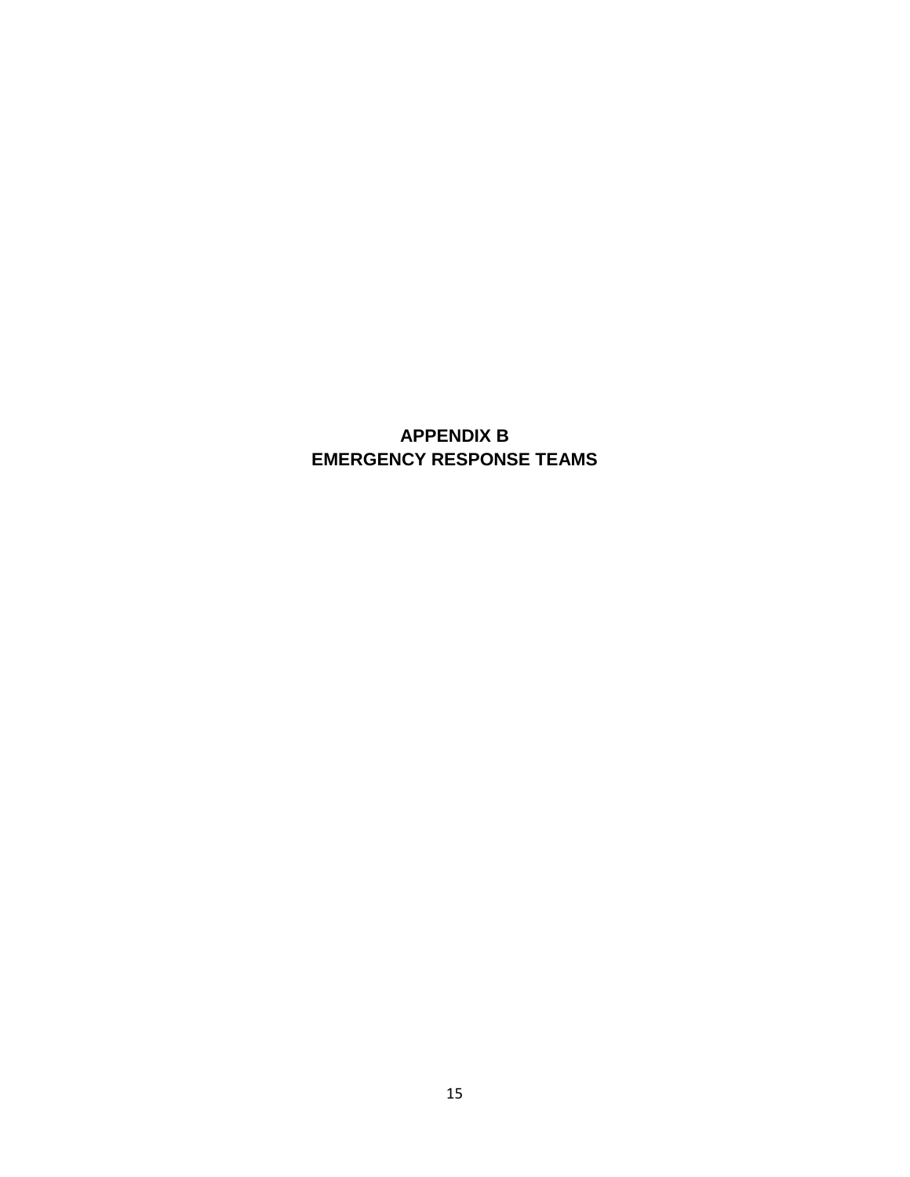# APPENDIX B
# EMERGENCY RESPONSE TEAMS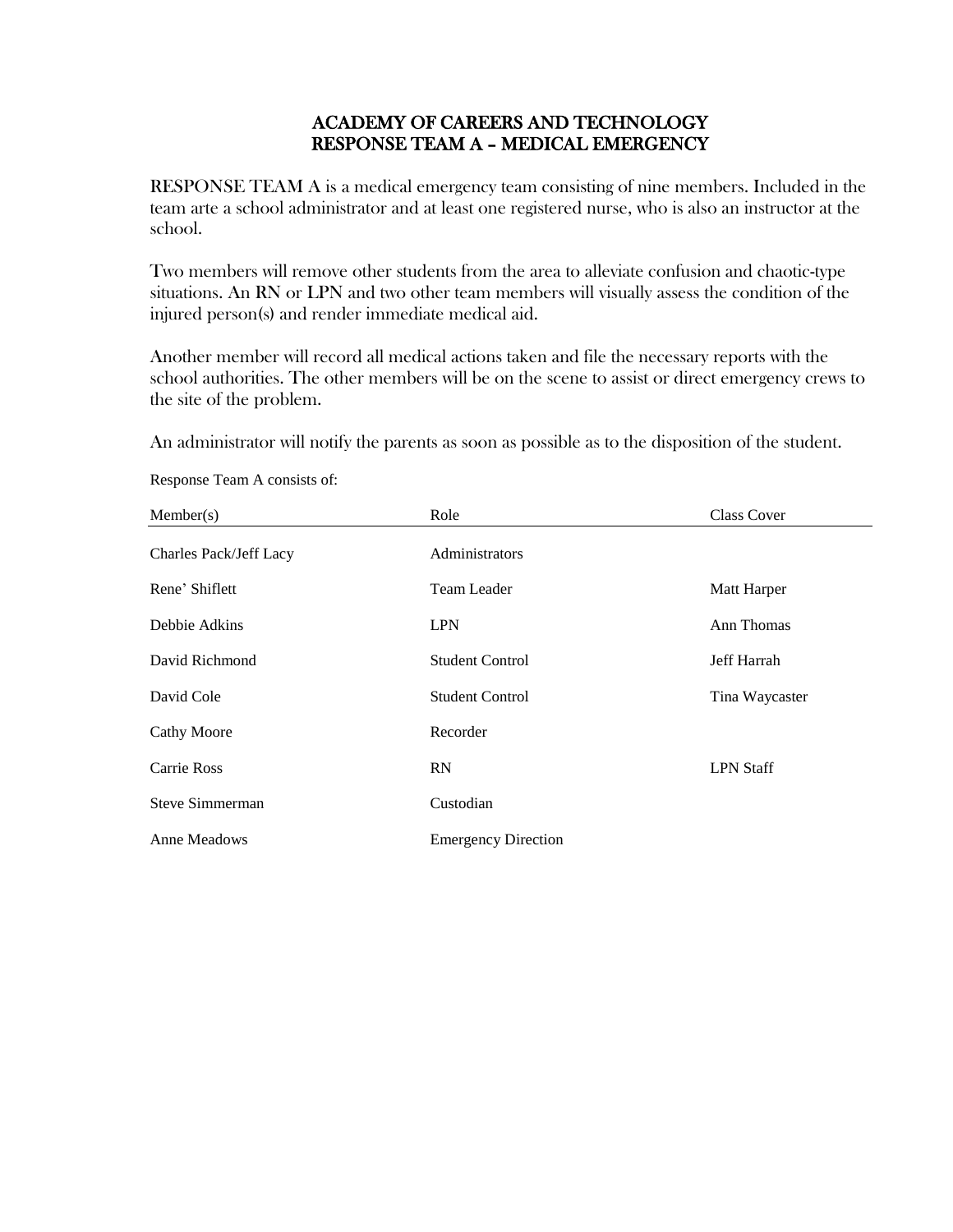# ACADEMY OF CAREERS AND TECHNOLOGY
## RESPONSE TEAM A – MEDICAL EMERGENCY

RESPONSE TEAM A is a medical emergency team consisting of nine members. Included in the team arte a school administrator and at least one registered nurse, who is also an instructor at the school.

Two members will remove other students from the area to alleviate confusion and chaotic-type situations. An RN or LPN and two other team members will visually assess the condition of the injured person(s) and render immediate medical aid.

Another member will record all medical actions taken and file the necessary reports with the school authorities. The other members will be on the scene to assist or direct emergency crews to the site of the problem.

An administrator will notify the parents as soon as possible as to the disposition of the student.

Response Team A consists of:

| Member(s) | Role | Class Cover |
|---|---|---|
| Charles Pack/Jeff Lacy | Administrators | |
| Rene' Shiflett | Team Leader | Matt Harper |
| Debbie Adkins | LPN | Ann Thomas |
| David Richmond | Student Control | Jeff Harrah |
| David Cole | Student Control | Tina Waycaster |
| Cathy Moore | Recorder | |
| Carrie Ross | RN | LPN Staff |
| Steve Simmerman | Custodian | |
| Anne Meadows | Emergency Direction | |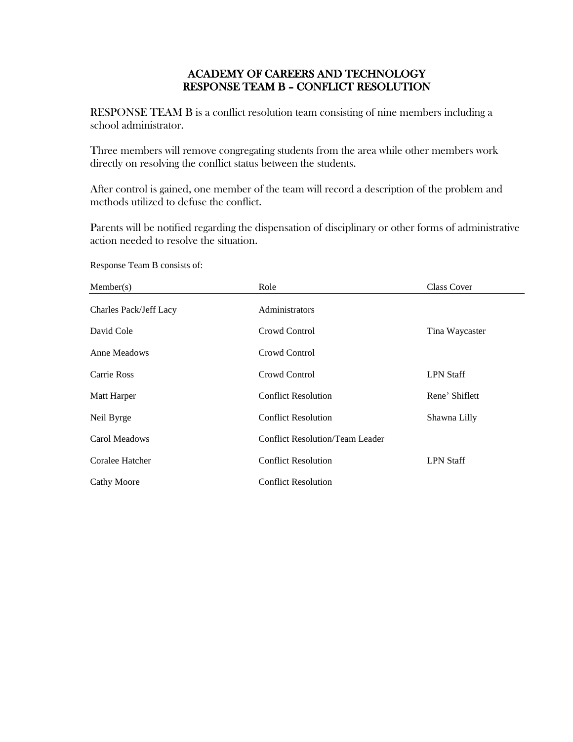# ACADEMY OF CAREERS AND TECHNOLOGY
# RESPONSE TEAM B – CONFLICT RESOLUTION

RESPONSE TEAM B is a conflict resolution team consisting of nine members including a school administrator.

Three members will remove congregating students from the area while other members work directly on resolving the conflict status between the students.

After control is gained, one member of the team will record a description of the problem and methods utilized to defuse the conflict.

Parents will be notified regarding the dispensation of disciplinary or other forms of administrative action needed to resolve the situation.

Response Team B consists of:

| Member(s) | Role | Class Cover |
|---|---|---|
| Charles Pack/Jeff Lacy | Administrators | |
| David Cole | Crowd Control | Tina Waycaster |
| Anne Meadows | Crowd Control | |
| Carrie Ross | Crowd Control | LPN Staff |
| Matt Harper | Conflict Resolution | Rene' Shiflett |
| Neil Byrge | Conflict Resolution | Shawna Lilly |
| Carol Meadows | Conflict Resolution/Team Leader | |
| Coralee Hatcher | Conflict Resolution | LPN Staff |
| Cathy Moore | Conflict Resolution | |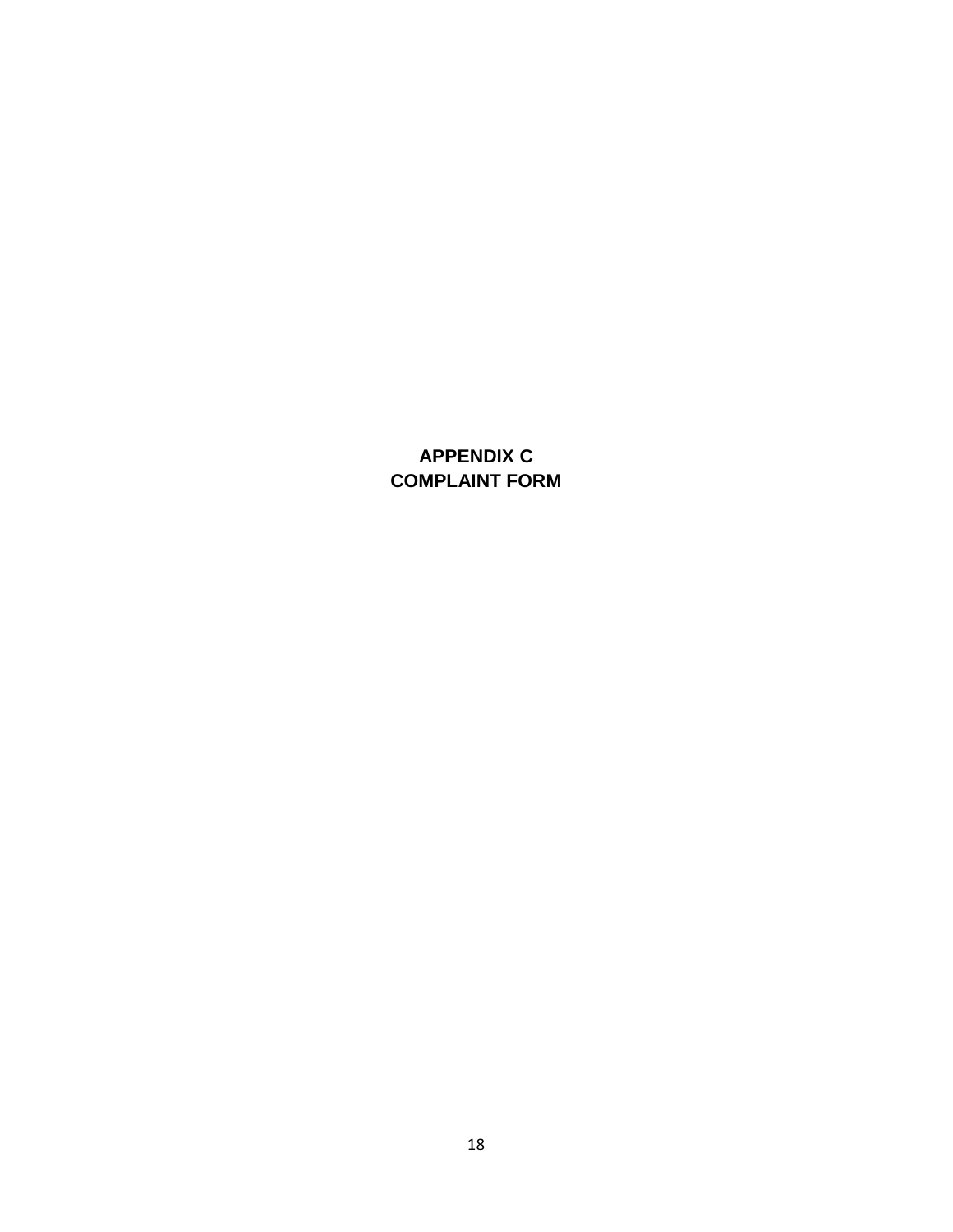# APPENDIX C
# COMPLAINT FORM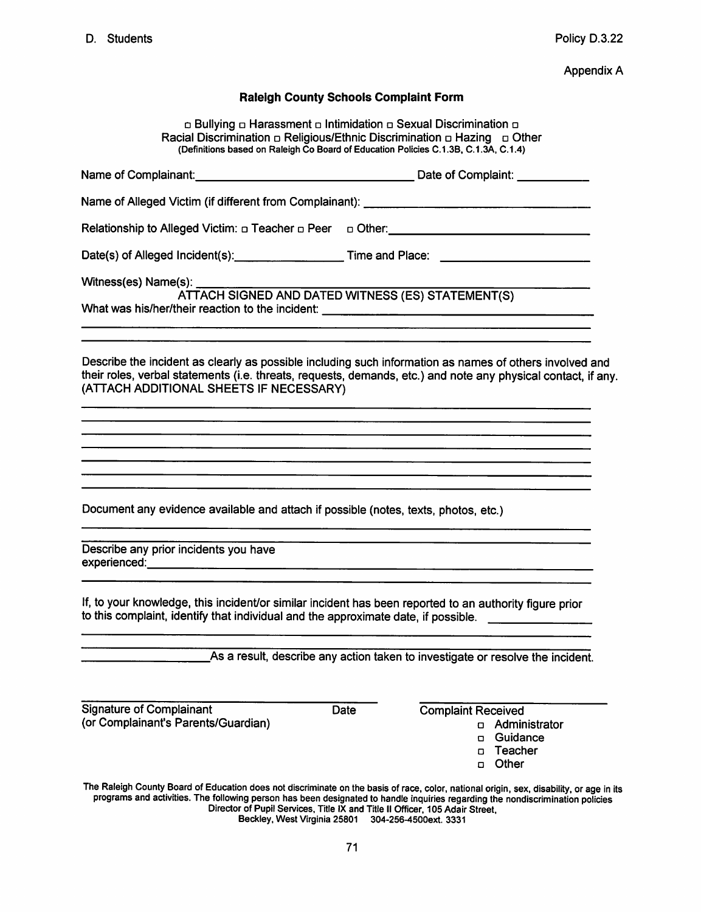D. Students

Policy D.3.22

Appendix A

## Raleigh County Schools Complaint Form

□ Bullying □ Harassment □ Intimidation □ Sexual Discrimination □ Racial Discrimination □ Religious/Ethnic Discrimination □ Hazing □ Other
(Definitions based on Raleigh Co Board of Education Policies C.1.3B, C.1.3A, C.1.4)

Name of Complainant: ______________________________ Date of Complaint: __________

Name of Alleged Victim (if different from Complainant): ______________________________

Relationship to Alleged Victim: □ Teacher □ Peer □ Other: ______________________________

Date(s) of Alleged Incident(s): ________________ Time and Place: ______________________

Witness(es) Name(s): ______________________________
ATTACH SIGNED AND DATED WITNESS (ES) STATEMENT(S)
What was his/her/their reaction to the incident: ______________________________

______________________________________________________________________________

______________________________________________________________________________

Describe the incident as clearly as possible including such information as names of others involved and their roles, verbal statements (i.e. threats, requests, demands, etc.) and note any physical contact, if any. (ATTACH ADDITIONAL SHEETS IF NECESSARY)

______________________________________________________________________________

______________________________________________________________________________

______________________________________________________________________________

______________________________________________________________________________

______________________________________________________________________________

______________________________________________________________________________

______________________________________________________________________________

Document any evidence available and attach if possible (notes, texts, photos, etc.)

______________________________________________________________________________

______________________________________________________________________________

Describe any prior incidents you have experienced: ______________________________

______________________________________________________________________________

If, to your knowledge, this incident/or similar incident has been reported to an authority figure prior to this complaint, identify that individual and the approximate date, if possible. ______________

______________________________________________________________________________

______________________________________________________________________________

__________________ As a result, describe any action taken to investigate or resolve the incident.

______________________________ Date

Signature of Complainant (or Complainant's Parents/Guardian)

______________________________

Complaint Received
- □ Administrator
- □ Guidance
- □ Teacher
- □ Other

The Raleigh County Board of Education does not discriminate on the basis of race, color, national origin, sex, disability, or age in its programs and activities. The following person has been designated to handle inquiries regarding the nondiscrimination policies Director of Pupil Services, Title IX and Title II Officer, 105 Adair Street, Beckley, West Virginia 25801 304-256-4500ext. 3331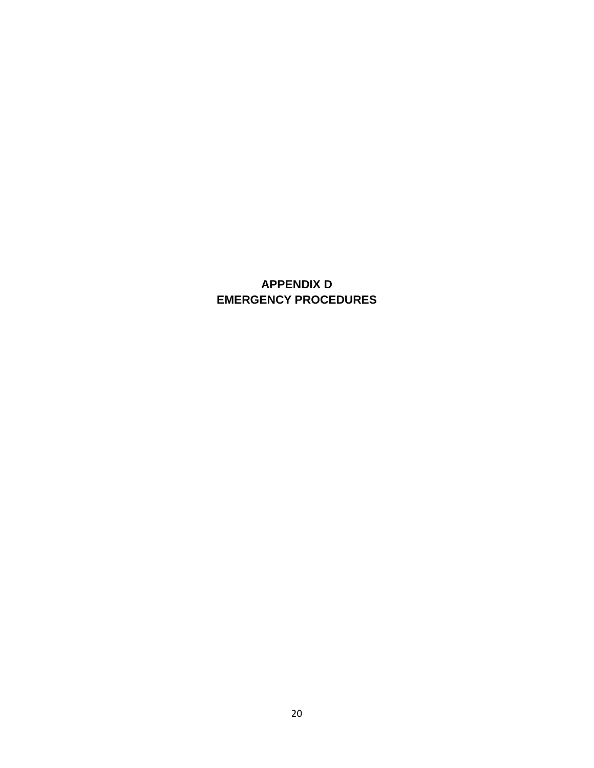# APPENDIX D
# EMERGENCY PROCEDURES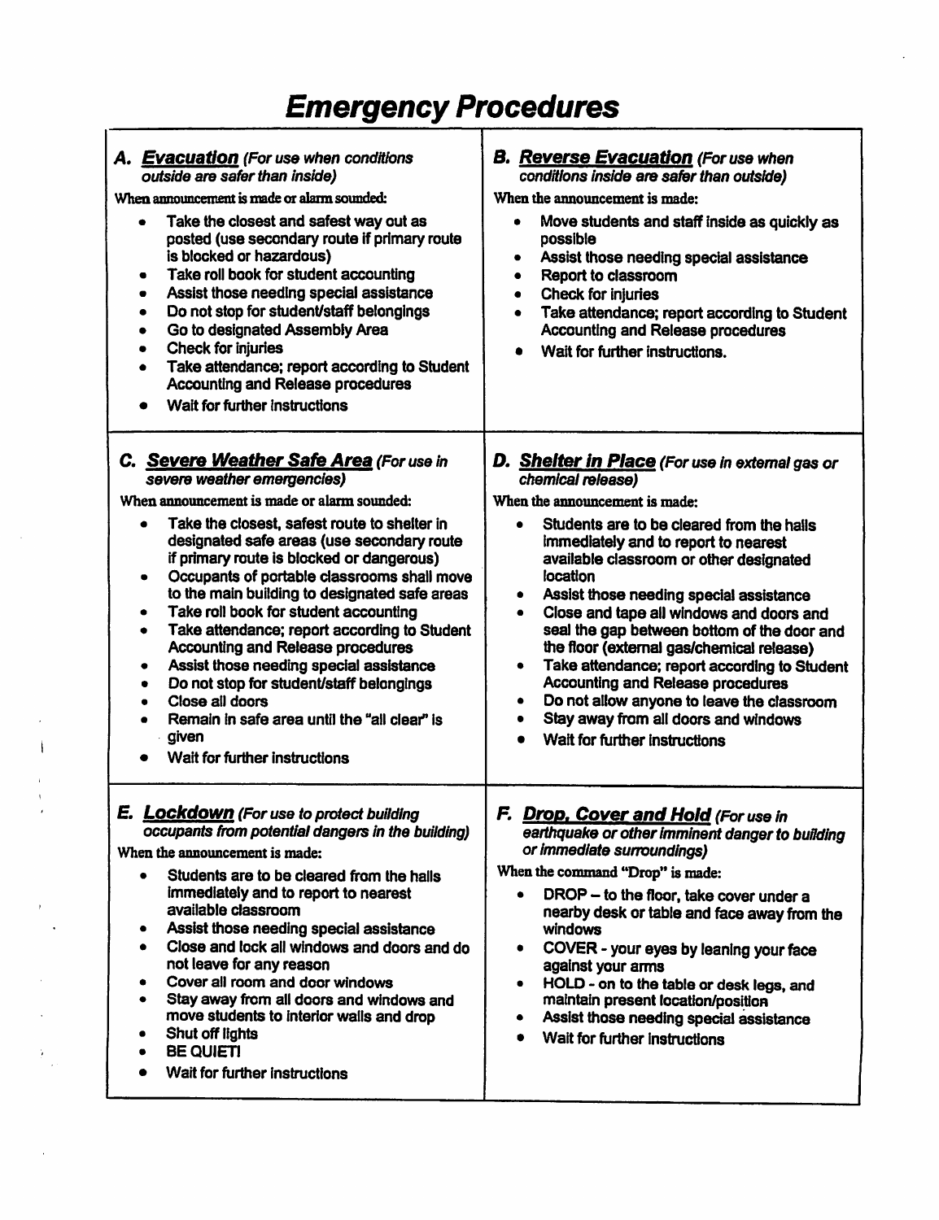# Emergency Procedures

## A. Evacuation *(For use when conditions outside are safer than inside)*

When announcement is made or alarm sounded:

- Take the closest and safest way out as posted (use secondary route if primary route is blocked or hazardous)
- Take roll book for student accounting
- Assist those needing special assistance
- Do not stop for student/staff belongings
- Go to designated Assembly Area
- Check for injuries
- Take attendance; report according to Student Accounting and Release procedures
- Wait for further instructions

## B. Reverse Evacuation *(For use when conditions inside are safer than outside)*

When the announcement is made:

- Move students and staff inside as quickly as possible
- Assist those needing special assistance
- Report to classroom
- Check for injuries
- Take attendance; report according to Student Accounting and Release procedures
- Wait for further instructions.

## C. Severe Weather Safe Area *(For use in severe weather emergencies)*

When announcement is made or alarm sounded:

- Take the closest, safest route to shelter in designated safe areas (use secondary route if primary route is blocked or dangerous)
- Occupants of portable classrooms shall move to the main building to designated safe areas
- Take roll book for student accounting
- Take attendance; report according to Student Accounting and Release procedures
- Assist those needing special assistance
- Do not stop for student/staff belongings
- Close all doors
- Remain in safe area until the "all clear" is given
- Wait for further instructions

## D. Shelter in Place *(For use in external gas or chemical release)*

When the announcement is made:

- Students are to be cleared from the halls immediately and to report to nearest available classroom or other designated location
- Assist those needing special assistance
- Close and tape all windows and doors and seal the gap between bottom of the door and the floor (external gas/chemical release)
- Take attendance; report according to Student Accounting and Release procedures
- Do not allow anyone to leave the classroom
- Stay away from all doors and windows
- Wait for further instructions

## E. Lockdown *(For use to protect building occupants from potential dangers in the building)*

When the announcement is made:

- Students are to be cleared from the halls immediately and to report to nearest available classroom
- Assist those needing special assistance
- Close and lock all windows and doors and do not leave for any reason
- Cover all room and door windows
- Stay away from all doors and windows and move students to interior walls and drop
- Shut off lights
- BE QUIET!
- Wait for further instructions

## F. Drop, Cover and Hold *(For use in earthquake or other imminent danger to building or immediate surroundings)*

When the command "Drop" is made:

- DROP – to the floor, take cover under a nearby desk or table and face away from the windows
- COVER - your eyes by leaning your face against your arms
- HOLD - on to the table or desk legs, and maintain present location/position
- Assist those needing special assistance
- Wait for further instructions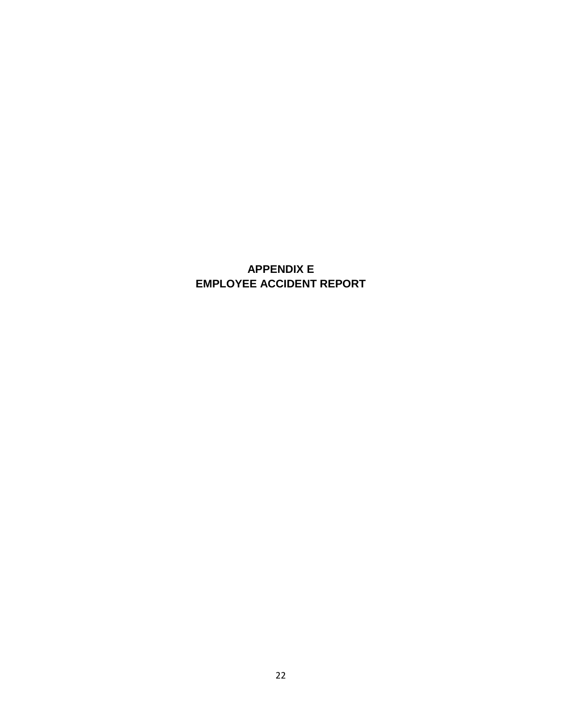# APPENDIX E
# EMPLOYEE ACCIDENT REPORT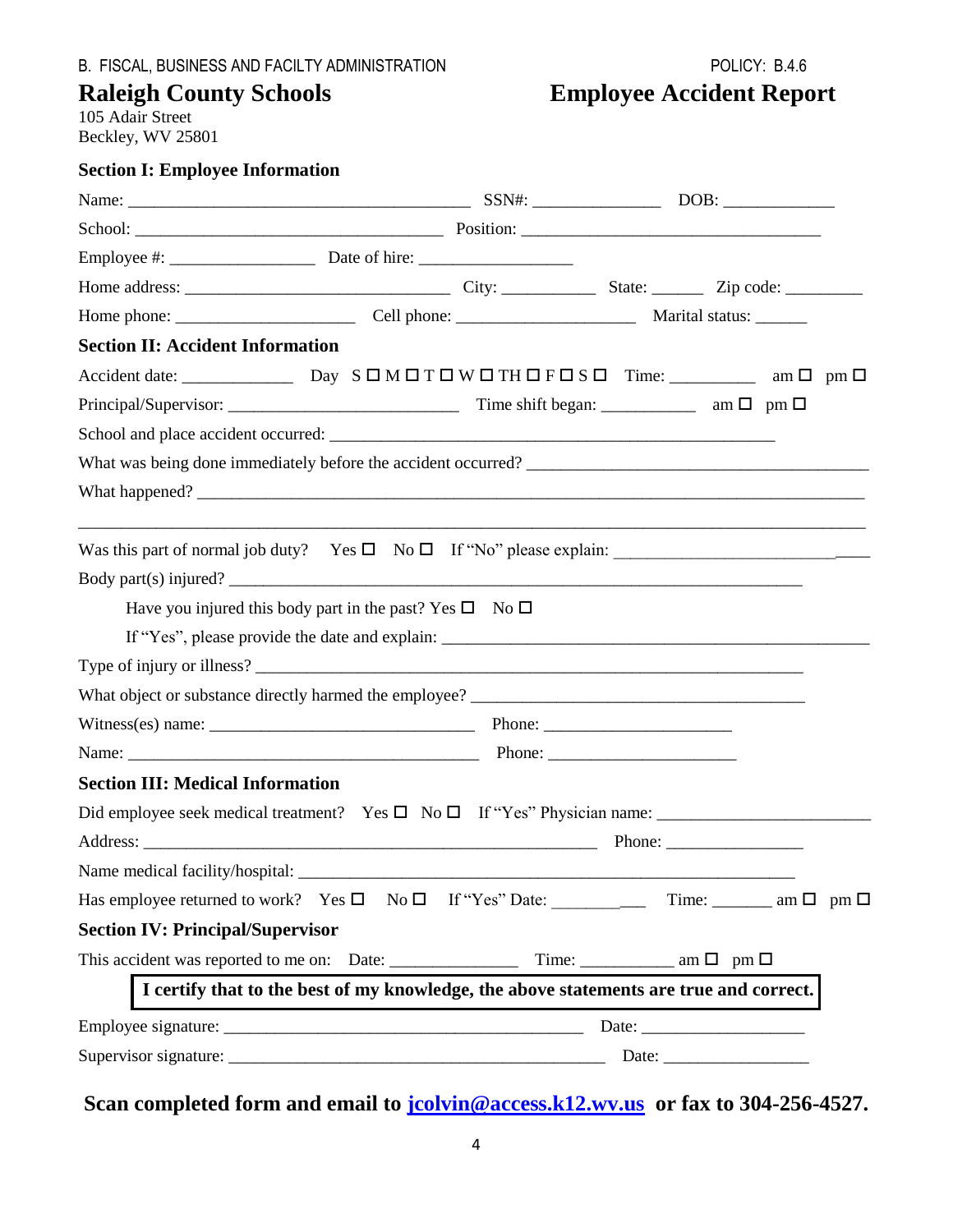B. FISCAL, BUSINESS AND FACILTY ADMINISTRATION POLICY: B.4.6

# Raleigh County Schools

105 Adair Street
Beckley, WV 25801

# Employee Accident Report

## Section I: Employee Information

Name: ________________________________________ SSN#: ______________ DOB: _____________

School: ____________________________________ Position: ___________________________________

Employee #: _________________ Date of hire: __________________

Home address: ______________________________ City: ___________ State: ______ Zip code: _________

Home phone: _____________________ Cell phone: _____________________ Marital status: ______

## Section II: Accident Information

Accident date: _____________ Day S ☐ M ☐ T ☐ W ☐ TH ☐ F ☐ S ☐ Time: __________ am ☐ pm ☐

Principal/Supervisor: ___________________________ Time shift began: ___________ am ☐ pm ☐

School and place accident occurred: _____________________________________________________

What was being done immediately before the accident occurred? _______________________________________

What happened? _______________________________________________________________________________

_______________________________________________________________________________________________

Was this part of normal job duty? Yes ☐ No ☐ If "No" please explain: _____________________________

Body part(s) injured? __________________________________________________________________

Have you injured this body part in the past? Yes ☐ No ☐

If "Yes", please provide the date and explain: _____________________________________________________

Type of injury or illness? _______________________________________________________________

What object or substance directly harmed the employee? _______________________________________

Witness(es) name: _______________________________ Phone: ______________________

Name: _________________________________________ Phone: ______________________

## Section III: Medical Information

Did employee seek medical treatment? Yes ☐ No ☐ If "Yes" Physician name: _______________________

Address: ______________________________________________________ Phone: ________________

Name medical facility/hospital: ___________________________________________________________

Has employee returned to work? Yes ☐ No ☐ If "Yes" Date: ___________ Time: _______ am ☐ pm ☐

## Section IV: Principal/Supervisor

This accident was reported to me on: Date: _______________ Time: ___________ am ☐ pm ☐

**I certify that to the best of my knowledge, the above statements are true and correct.**

Employee signature: __________________________________________ Date: ___________________

Supervisor signature: _____________________________________________ Date: _________________

**Scan completed form and email to jcolvin@access.k12.wv.us or fax to 304-256-4527.**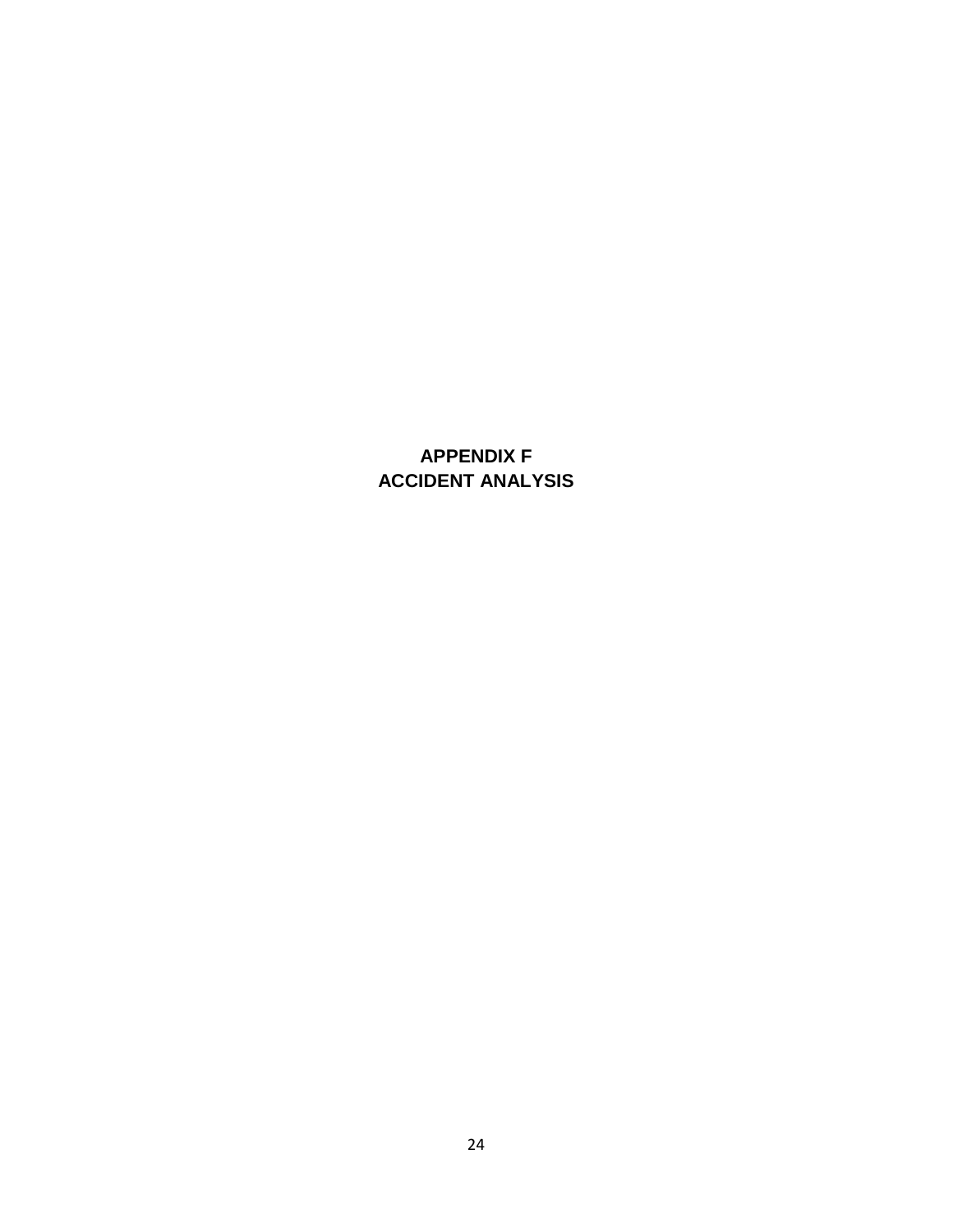# APPENDIX F
# ACCIDENT ANALYSIS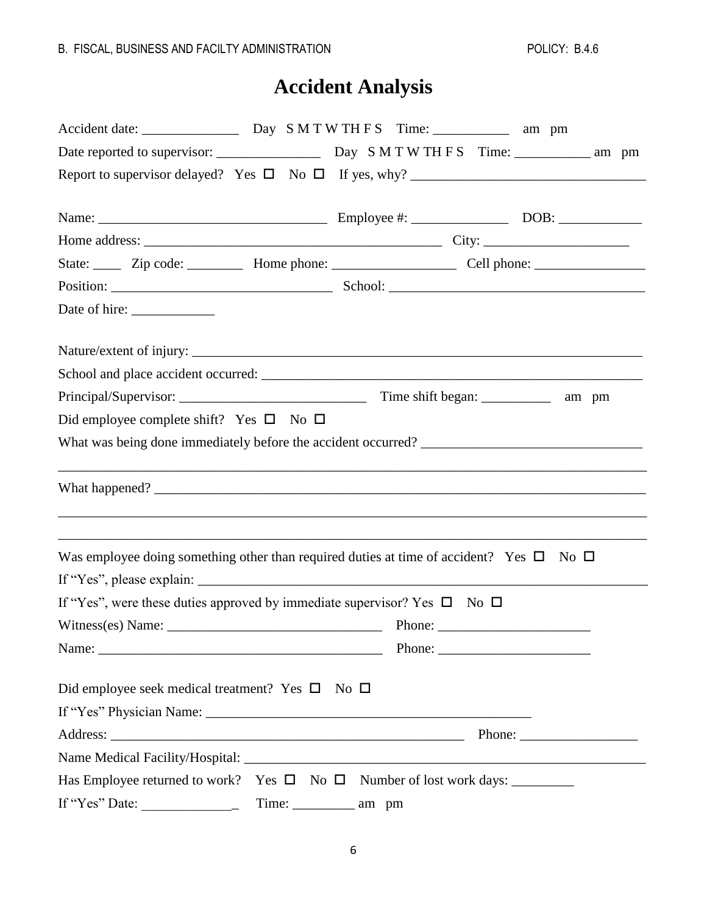# Accident Analysis

Accident date: ______________ Day S M T W TH F S Time: ___________ am pm

Date reported to supervisor: _______________ Day S M T W TH F S Time: ___________ am pm

Report to supervisor delayed? Yes ☐ No ☐ If yes, why? __________________________________

Name: _________________________________ Employee #: ______________ DOB: ____________

Home address: ___________________________________________ City: _____________________

State: ____ Zip code: ________ Home phone: _________________ Cell phone: ________________

Position: _______________________________ School: _____________________________________

Date of hire: ____________

Nature/extent of injury: __________________________________________________________________

School and place accident occurred: _______________________________________________________

Principal/Supervisor: ___________________________ Time shift began: __________ am pm

Did employee complete shift? Yes ☐ No ☐

What was being done immediately before the accident occurred? _______________________________

_____________________________________________________________________________________

What happened? _______________________________________________________________________

_____________________________________________________________________________________

_____________________________________________________________________________________

Was employee doing something other than required duties at time of accident? Yes ☐ No ☐

If "Yes", please explain: _________________________________________________________________

If "Yes", were these duties approved by immediate supervisor? Yes ☐ No ☐

Witness(es) Name: ______________________________ Phone: _____________________

Name: _________________________________________ Phone: _____________________

Did employee seek medical treatment? Yes ☐ No ☐

If "Yes" Physician Name: _______________________________________________

Address: ____________________________________________________ Phone: ________________

Name Medical Facility/Hospital: ___________________________________________________________

Has Employee returned to work? Yes ☐ No ☐ Number of lost work days: _________

If "Yes" Date: _____________ Time: _________ am pm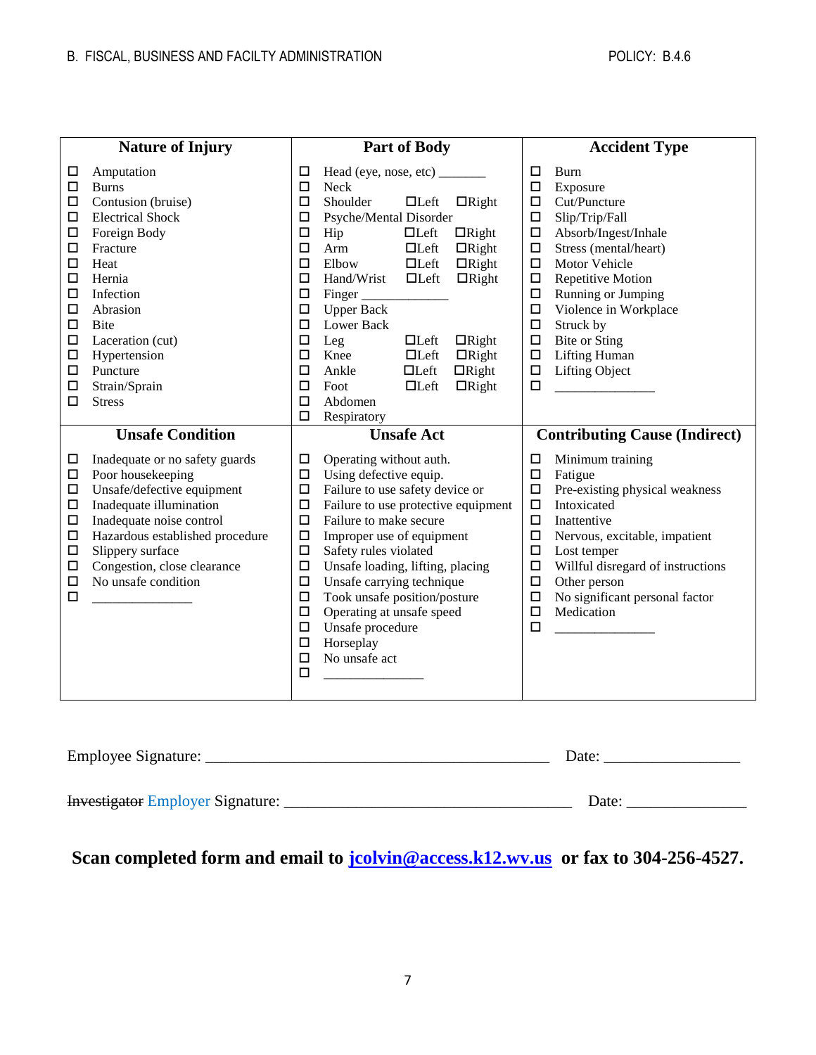| Nature of Injury | Part of Body | Accident Type |
|---|---|---|
| ☐ Amputation | ☐ Head (eye, nose, etc) _______ | ☐ Burn |
| ☐ Burns | ☐ Neck | ☐ Exposure |
| ☐ Contusion (bruise) | ☐ Shoulder ☐Left ☐Right | ☐ Cut/Puncture |
| ☐ Electrical Shock | ☐ Psyche/Mental Disorder | ☐ Slip/Trip/Fall |
| ☐ Foreign Body | ☐ Hip ☐Left ☐Right | ☐ Absorb/Ingest/Inhale |
| ☐ Fracture | ☐ Arm ☐Left ☐Right | ☐ Stress (mental/heart) |
| ☐ Heat | ☐ Elbow ☐Left ☐Right | ☐ Motor Vehicle |
| ☐ Hernia | ☐ Hand/Wrist ☐Left ☐Right | ☐ Repetitive Motion |
| ☐ Infection | ☐ Finger ____________ | ☐ Running or Jumping |
| ☐ Abrasion | ☐ Upper Back | ☐ Violence in Workplace |
| ☐ Bite | ☐ Lower Back | ☐ Struck by |
| ☐ Laceration (cut) | ☐ Leg ☐Left ☐Right | ☐ Bite or Sting |
| ☐ Hypertension | ☐ Knee ☐Left ☐Right | ☐ Lifting Human |
| ☐ Puncture | ☐ Ankle ☐Left ☐Right | ☐ Lifting Object |
| ☐ Strain/Sprain | ☐ Foot ☐Left ☐Right | ☐ ______________ |
| ☐ Stress | ☐ Abdomen | |
| | ☐ Respiratory | |
| **Unsafe Condition** | **Unsafe Act** | **Contributing Cause (Indirect)** |
| ☐ Inadequate or no safety guards | ☐ Operating without auth. | ☐ Minimum training |
| ☐ Poor housekeeping | ☐ Using defective equip. | ☐ Fatigue |
| ☐ Unsafe/defective equipment | ☐ Failure to use safety device or | ☐ Pre-existing physical weakness |
| ☐ Inadequate illumination | ☐ Failure to use protective equipment | ☐ Intoxicated |
| ☐ Inadequate noise control | ☐ Failure to make secure | ☐ Inattentive |
| ☐ Hazardous established procedure | ☐ Improper use of equipment | ☐ Nervous, excitable, impatient |
| ☐ Slippery surface | ☐ Safety rules violated | ☐ Lost temper |
| ☐ Congestion, close clearance | ☐ Unsafe loading, lifting, placing | ☐ Willful disregard of instructions |
| ☐ No unsafe condition | ☐ Unsafe carrying technique | ☐ Other person |
| ☐ ______________ | ☐ Took unsafe position/posture | ☐ No significant personal factor |
| | ☐ Operating at unsafe speed | ☐ Medication |
| | ☐ Unsafe procedure | ☐ ______________ |
| | ☐ Horseplay | |
| | ☐ No unsafe act | |
| | ☐ ______________ | |

Employee Signature: ____________________________________________ Date: _________________

~~Investigator~~ Employer Signature: _____________________________________ Date: _______________

**Scan completed form and email to [jcolvin@access.k12.wv.us](mailto:jcolvin@access.k12.wv.us) or fax to 304-256-4527.**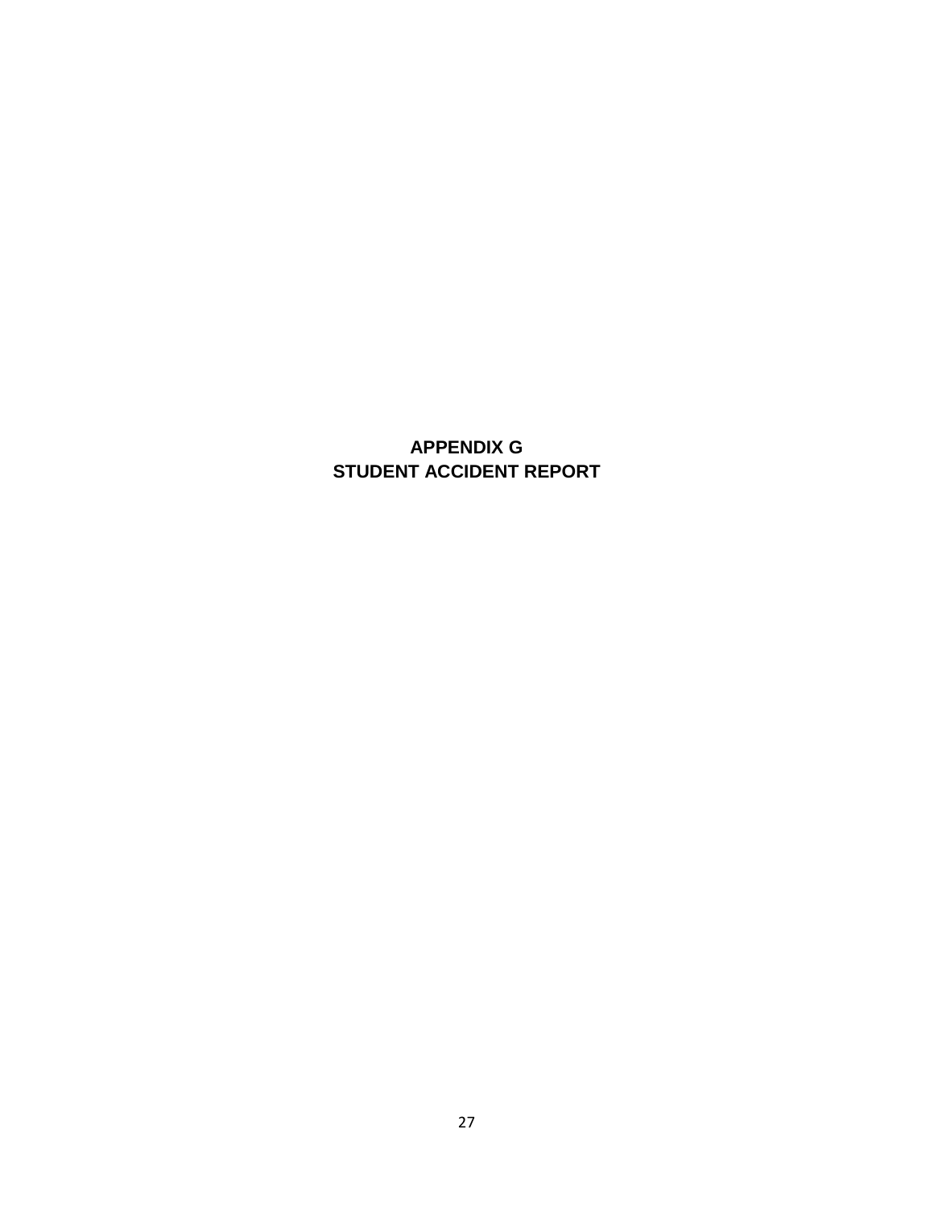# APPENDIX G
# STUDENT ACCIDENT REPORT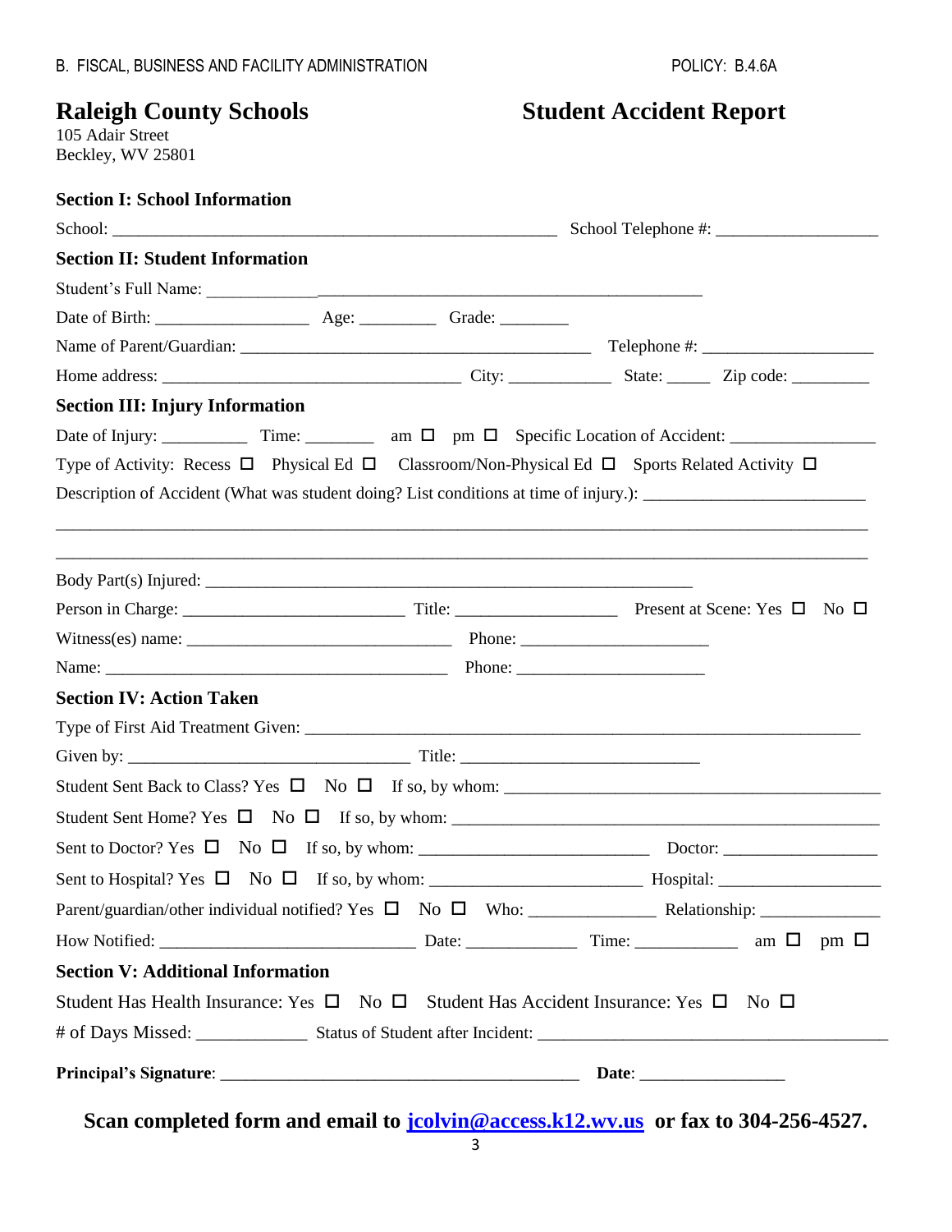B. FISCAL, BUSINESS AND FACILITY ADMINISTRATION POLICY: B.4.6A

# Raleigh County Schools

105 Adair Street
Beckley, WV 25801

# Student Accident Report

## Section I: School Information

School: ______________________________________________________ School Telephone #: ___________________

## Section II: Student Information

Student's Full Name: ___________________________________________________________

Date of Birth: __________________ Age: _________ Grade: ________

Name of Parent/Guardian: ___________________________________________ Telephone #: ____________________

Home address: ____________________________________ City: ____________ State: _____ Zip code: _________

## Section III: Injury Information

Date of Injury: __________ Time: ________ am ☐ pm ☐ Specific Location of Accident: _________________

Type of Activity: Recess ☐ Physical Ed ☐ Classroom/Non-Physical Ed ☐ Sports Related Activity ☐

Description of Accident (What was student doing? List conditions at time of injury.): __________________________

___________________________________________________________________________________________________

___________________________________________________________________________________________________

Body Part(s) Injured: ___________________________________________________________

Person in Charge: __________________________ Title: ___________________ Present at Scene: Yes ☐ No ☐

Witness(es) name: ________________________________ Phone: ______________________

Name: __________________________________________ Phone: ______________________

## Section IV: Action Taken

Type of First Aid Treatment Given: ____________________________________________________________________

Given by: __________________________________ Title: _____________________________

Student Sent Back to Class? Yes ☐ No ☐ If so, by whom: _____________________________________________

Student Sent Home? Yes ☐ No ☐ If so, by whom: _____________________________________________________

Sent to Doctor? Yes ☐ No ☐ If so, by whom: ___________________________ Doctor: __________________

Sent to Hospital? Yes ☐ No ☐ If so, by whom: _________________________ Hospital: ___________________

Parent/guardian/other individual notified? Yes ☐ No ☐ Who: _______________ Relationship: ______________

How Notified: ________________________________ Date: _____________ Time: ____________ am ☐ pm ☐

## Section V: Additional Information

Student Has Health Insurance: Yes ☐ No ☐ Student Has Accident Insurance: Yes ☐ No ☐

# of Days Missed: _____________ Status of Student after Incident: _________________________________________

**Principal's Signature**: ____________________________________________ **Date**: _________________

**Scan completed form and email to [jcolvin@access.k12.wv.us](mailto:jcolvin@access.k12.wv.us) or fax to 304-256-4527.**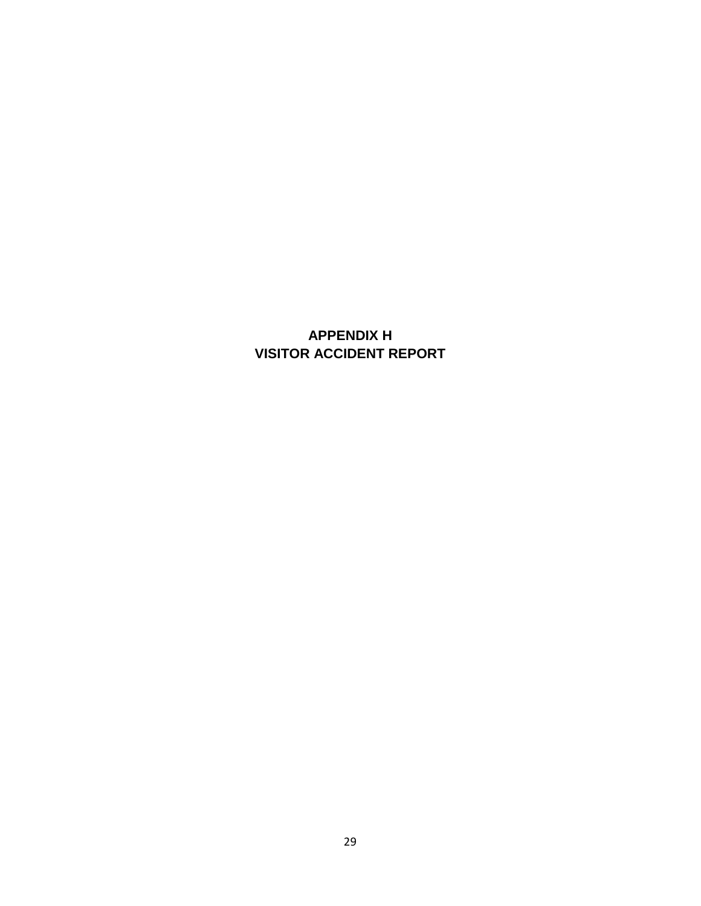# APPENDIX H
# VISITOR ACCIDENT REPORT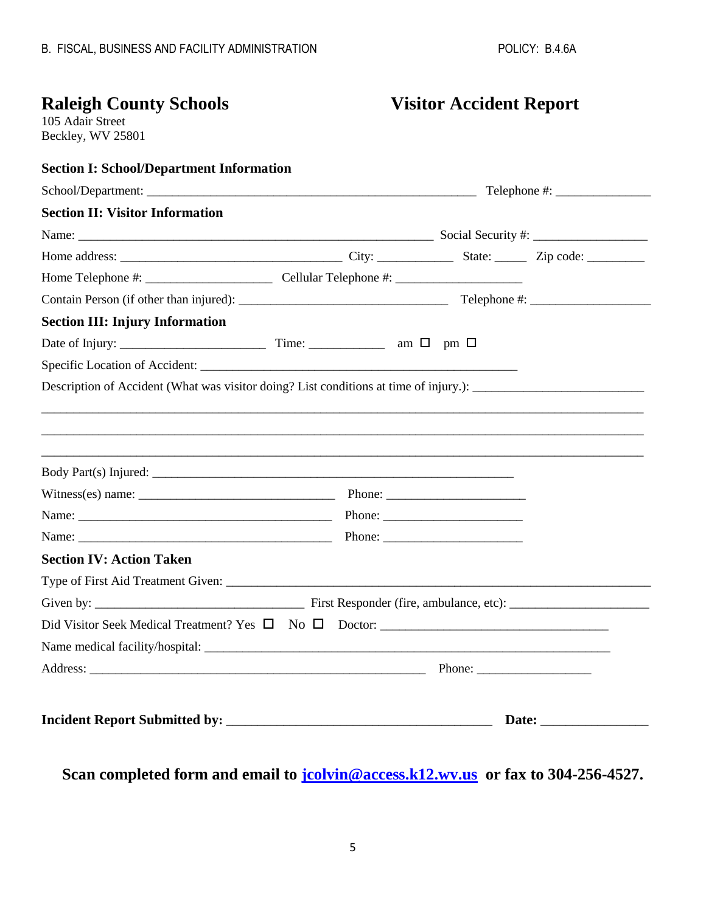# Raleigh County Schools

105 Adair Street
Beckley, WV 25801

# Visitor Accident Report

**Section I: School/Department Information**

School/Department: ______________________________________________________ Telephone #: _______________

**Section II: Visitor Information**

Name: __________________________________________________________ Social Security #: __________________

Home address: ___________________________________ City: ____________ State: _____ Zip code: _________

Home Telephone #: ____________________ Cellular Telephone #: ____________________

Contain Person (if other than injured): _________________________________ Telephone #: __________________

**Section III: Injury Information**

Date of Injury: _______________________ Time: ____________ am ☐ pm ☐

Specific Location of Accident: ____________________________________________________

Description of Accident (What was visitor doing? List conditions at time of injury.): ___________________________

___________________________________________________________________________________________________

___________________________________________________________________________________________________

___________________________________________________________________________________________________

Body Part(s) Injured: ___________________________________________________________

Witness(es) name: _______________________________ Phone: ______________________

Name: _________________________________________ Phone: ______________________

Name: _________________________________________ Phone: ______________________

**Section IV: Action Taken**

Type of First Aid Treatment Given: ________________________________________________________________________

Given by: _________________________________ First Responder (fire, ambulance, etc): ______________________

Did Visitor Seek Medical Treatment? Yes ☐ No ☐ Doctor: ___________________________________

Name medical facility/hospital: __________________________________________________________________

Address: ______________________________________________________ Phone: __________________

**Incident Report Submitted by:** ________________________________________ **Date:** ________________

**Scan completed form and email to [jcolvin@access.k12.wv.us](mailto:jcolvin@access.k12.wv.us) or fax to 304-256-4527.**